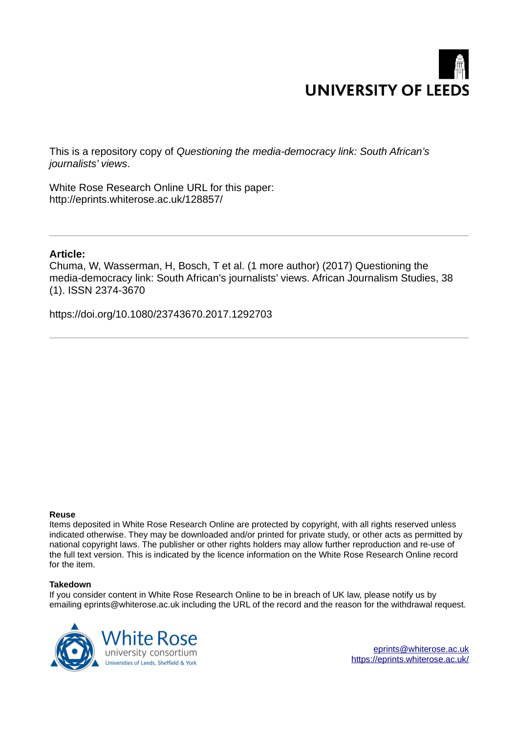UNIVERSITY OF LEEDS

This is a repository copy of *Questioning the media-democracy link: South African's journalists' views*.

White Rose Research Online URL for this paper:
http://eprints.whiterose.ac.uk/128857/

---

**Article:**

Chuma, W, Wasserman, H, Bosch, T et al. (1 more author) (2017) Questioning the media-democracy link: South African's journalists' views. African Journalism Studies, 38 (1). ISSN 2374-3670

https://doi.org/10.1080/23743670.2017.1292703

---

**Reuse**

Items deposited in White Rose Research Online are protected by copyright, with all rights reserved unless indicated otherwise. They may be downloaded and/or printed for private study, or other acts as permitted by national copyright laws. The publisher or other rights holders may allow further reproduction and re-use of the full text version. This is indicated by the licence information on the White Rose Research Online record for the item.

**Takedown**

If you consider content in White Rose Research Online to be in breach of UK law, please notify us by emailing eprints@whiterose.ac.uk including the URL of the record and the reason for the withdrawal request.

White Rose university consortium
Universities of Leeds, Sheffield & York

eprints@whiterose.ac.uk
https://eprints.whiterose.ac.uk/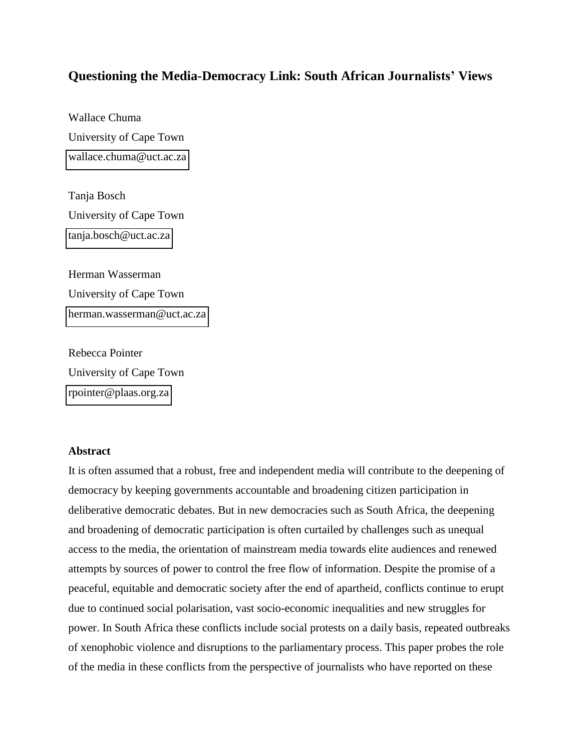# Questioning the Media-Democracy Link: South African Journalists' Views

Wallace Chuma

University of Cape Town

wallace.chuma@uct.ac.za

Tanja Bosch

University of Cape Town

tanja.bosch@uct.ac.za

Herman Wasserman

University of Cape Town

herman.wasserman@uct.ac.za

Rebecca Pointer

University of Cape Town

rpointer@plaas.org.za

## Abstract

It is often assumed that a robust, free and independent media will contribute to the deepening of democracy by keeping governments accountable and broadening citizen participation in deliberative democratic debates. But in new democracies such as South Africa, the deepening and broadening of democratic participation is often curtailed by challenges such as unequal access to the media, the orientation of mainstream media towards elite audiences and renewed attempts by sources of power to control the free flow of information. Despite the promise of a peaceful, equitable and democratic society after the end of apartheid, conflicts continue to erupt due to continued social polarisation, vast socio-economic inequalities and new struggles for power. In South Africa these conflicts include social protests on a daily basis, repeated outbreaks of xenophobic violence and disruptions to the parliamentary process. This paper probes the role of the media in these conflicts from the perspective of journalists who have reported on these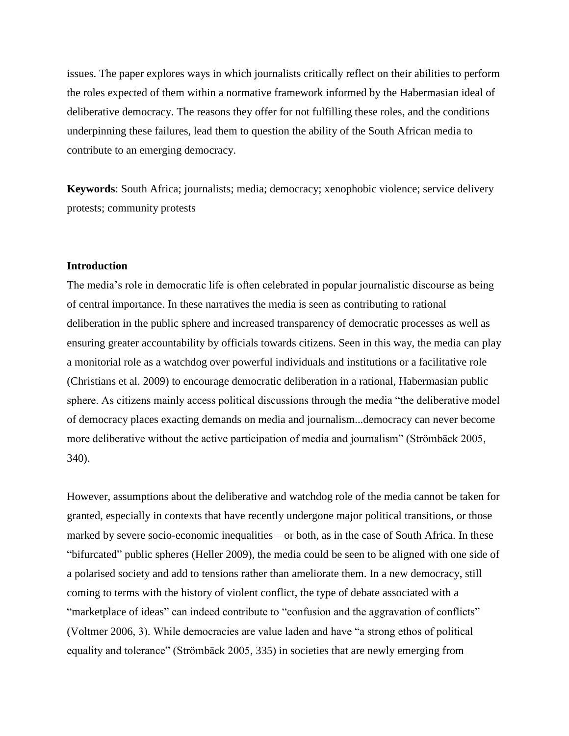issues. The paper explores ways in which journalists critically reflect on their abilities to perform the roles expected of them within a normative framework informed by the Habermasian ideal of deliberative democracy. The reasons they offer for not fulfilling these roles, and the conditions underpinning these failures, lead them to question the ability of the South African media to contribute to an emerging democracy.

**Keywords**: South Africa; journalists; media; democracy; xenophobic violence; service delivery protests; community protests

### Introduction

The media's role in democratic life is often celebrated in popular journalistic discourse as being of central importance. In these narratives the media is seen as contributing to rational deliberation in the public sphere and increased transparency of democratic processes as well as ensuring greater accountability by officials towards citizens. Seen in this way, the media can play a monitorial role as a watchdog over powerful individuals and institutions or a facilitative role (Christians et al. 2009) to encourage democratic deliberation in a rational, Habermasian public sphere. As citizens mainly access political discussions through the media "the deliberative model of democracy places exacting demands on media and journalism...democracy can never become more deliberative without the active participation of media and journalism" (Strömbäck 2005, 340).

However, assumptions about the deliberative and watchdog role of the media cannot be taken for granted, especially in contexts that have recently undergone major political transitions, or those marked by severe socio-economic inequalities – or both, as in the case of South Africa. In these "bifurcated" public spheres (Heller 2009), the media could be seen to be aligned with one side of a polarised society and add to tensions rather than ameliorate them. In a new democracy, still coming to terms with the history of violent conflict, the type of debate associated with a "marketplace of ideas" can indeed contribute to "confusion and the aggravation of conflicts" (Voltmer 2006, 3). While democracies are value laden and have "a strong ethos of political equality and tolerance" (Strömbäck 2005, 335) in societies that are newly emerging from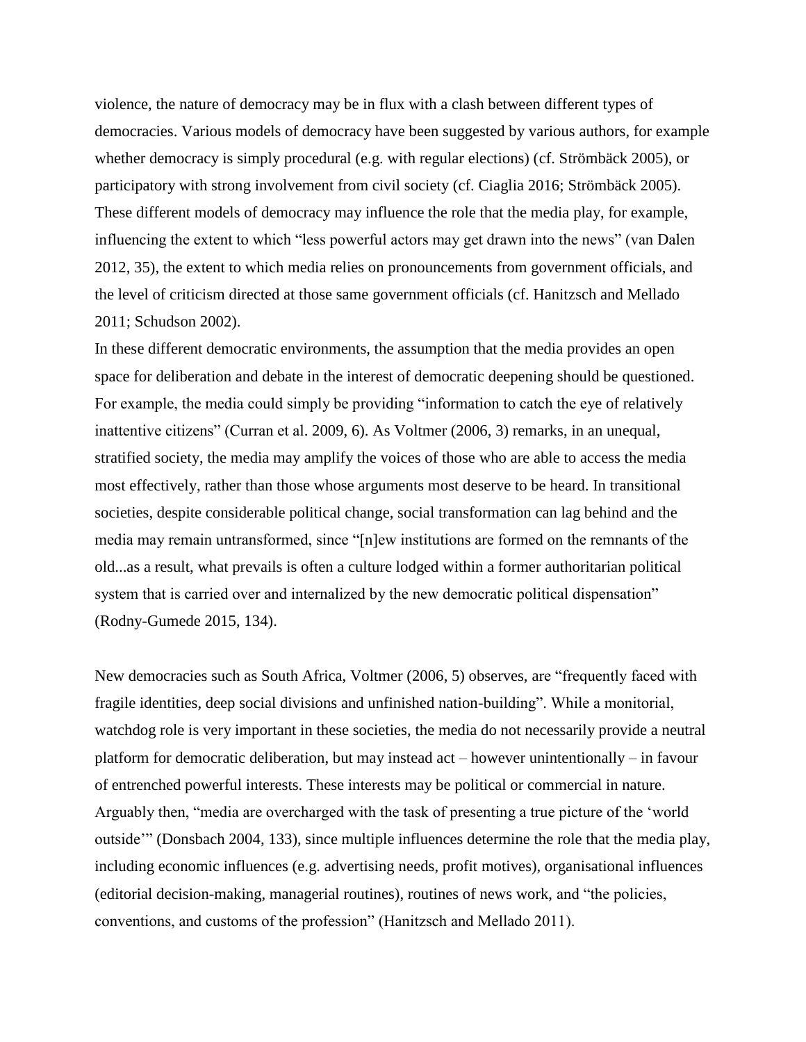violence, the nature of democracy may be in flux with a clash between different types of democracies. Various models of democracy have been suggested by various authors, for example whether democracy is simply procedural (e.g. with regular elections) (cf. Strömbäck 2005), or participatory with strong involvement from civil society (cf. Ciaglia 2016; Strömbäck 2005). These different models of democracy may influence the role that the media play, for example, influencing the extent to which "less powerful actors may get drawn into the news" (van Dalen 2012, 35), the extent to which media relies on pronouncements from government officials, and the level of criticism directed at those same government officials (cf. Hanitzsch and Mellado 2011; Schudson 2002).

In these different democratic environments, the assumption that the media provides an open space for deliberation and debate in the interest of democratic deepening should be questioned. For example, the media could simply be providing "information to catch the eye of relatively inattentive citizens" (Curran et al. 2009, 6). As Voltmer (2006, 3) remarks, in an unequal, stratified society, the media may amplify the voices of those who are able to access the media most effectively, rather than those whose arguments most deserve to be heard. In transitional societies, despite considerable political change, social transformation can lag behind and the media may remain untransformed, since "[n]ew institutions are formed on the remnants of the old...as a result, what prevails is often a culture lodged within a former authoritarian political system that is carried over and internalized by the new democratic political dispensation" (Rodny-Gumede 2015, 134).

New democracies such as South Africa, Voltmer (2006, 5) observes, are "frequently faced with fragile identities, deep social divisions and unfinished nation-building". While a monitorial, watchdog role is very important in these societies, the media do not necessarily provide a neutral platform for democratic deliberation, but may instead act – however unintentionally – in favour of entrenched powerful interests. These interests may be political or commercial in nature. Arguably then, "media are overcharged with the task of presenting a true picture of the 'world outside'" (Donsbach 2004, 133), since multiple influences determine the role that the media play, including economic influences (e.g. advertising needs, profit motives), organisational influences (editorial decision-making, managerial routines), routines of news work, and "the policies, conventions, and customs of the profession" (Hanitzsch and Mellado 2011).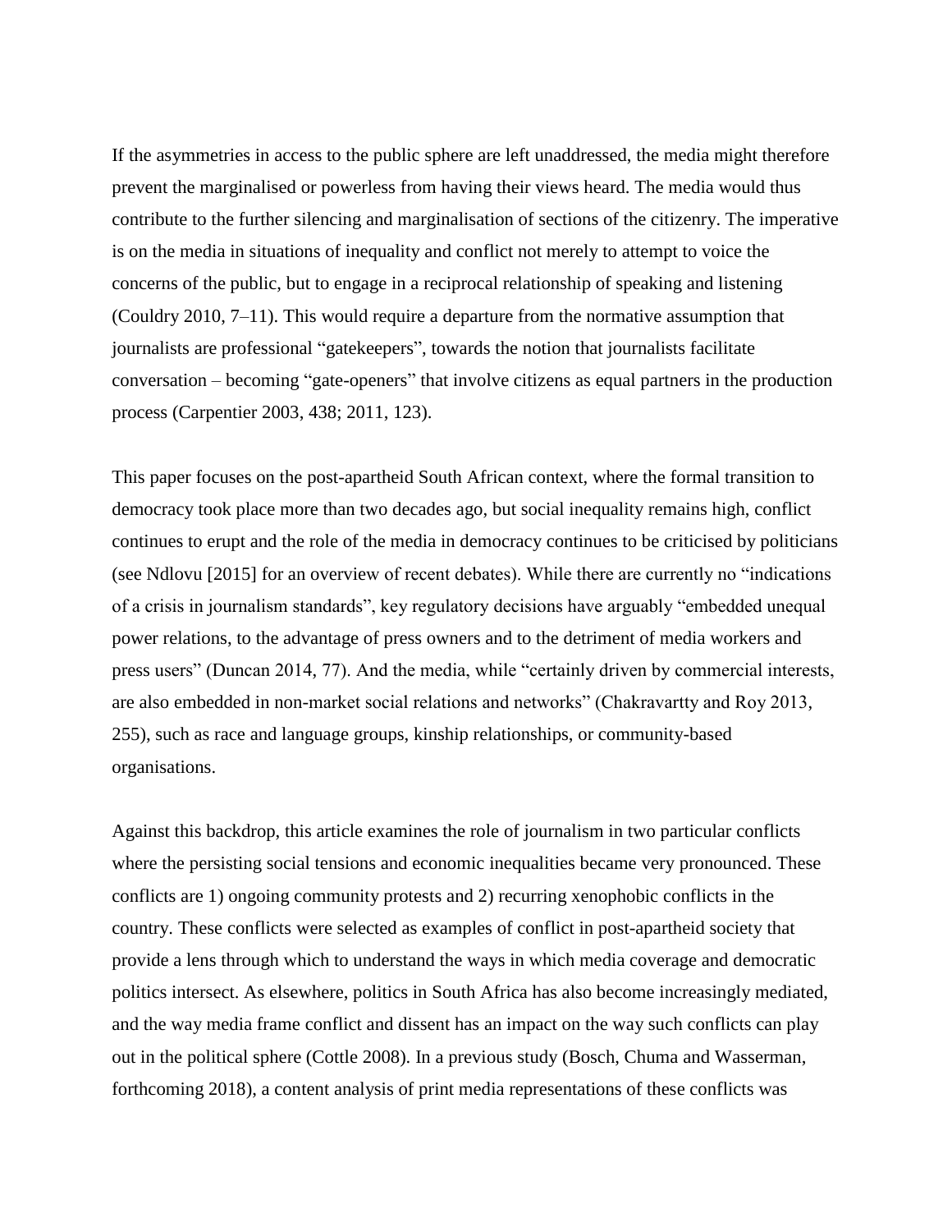If the asymmetries in access to the public sphere are left unaddressed, the media might therefore prevent the marginalised or powerless from having their views heard. The media would thus contribute to the further silencing and marginalisation of sections of the citizenry. The imperative is on the media in situations of inequality and conflict not merely to attempt to voice the concerns of the public, but to engage in a reciprocal relationship of speaking and listening (Couldry 2010, 7–11). This would require a departure from the normative assumption that journalists are professional "gatekeepers", towards the notion that journalists facilitate conversation – becoming "gate-openers" that involve citizens as equal partners in the production process (Carpentier 2003, 438; 2011, 123).

This paper focuses on the post-apartheid South African context, where the formal transition to democracy took place more than two decades ago, but social inequality remains high, conflict continues to erupt and the role of the media in democracy continues to be criticised by politicians (see Ndlovu [2015] for an overview of recent debates). While there are currently no "indications of a crisis in journalism standards", key regulatory decisions have arguably "embedded unequal power relations, to the advantage of press owners and to the detriment of media workers and press users" (Duncan 2014, 77). And the media, while "certainly driven by commercial interests, are also embedded in non-market social relations and networks" (Chakravartty and Roy 2013, 255), such as race and language groups, kinship relationships, or community-based organisations.

Against this backdrop, this article examines the role of journalism in two particular conflicts where the persisting social tensions and economic inequalities became very pronounced. These conflicts are 1) ongoing community protests and 2) recurring xenophobic conflicts in the country. These conflicts were selected as examples of conflict in post-apartheid society that provide a lens through which to understand the ways in which media coverage and democratic politics intersect. As elsewhere, politics in South Africa has also become increasingly mediated, and the way media frame conflict and dissent has an impact on the way such conflicts can play out in the political sphere (Cottle 2008). In a previous study (Bosch, Chuma and Wasserman, forthcoming 2018), a content analysis of print media representations of these conflicts was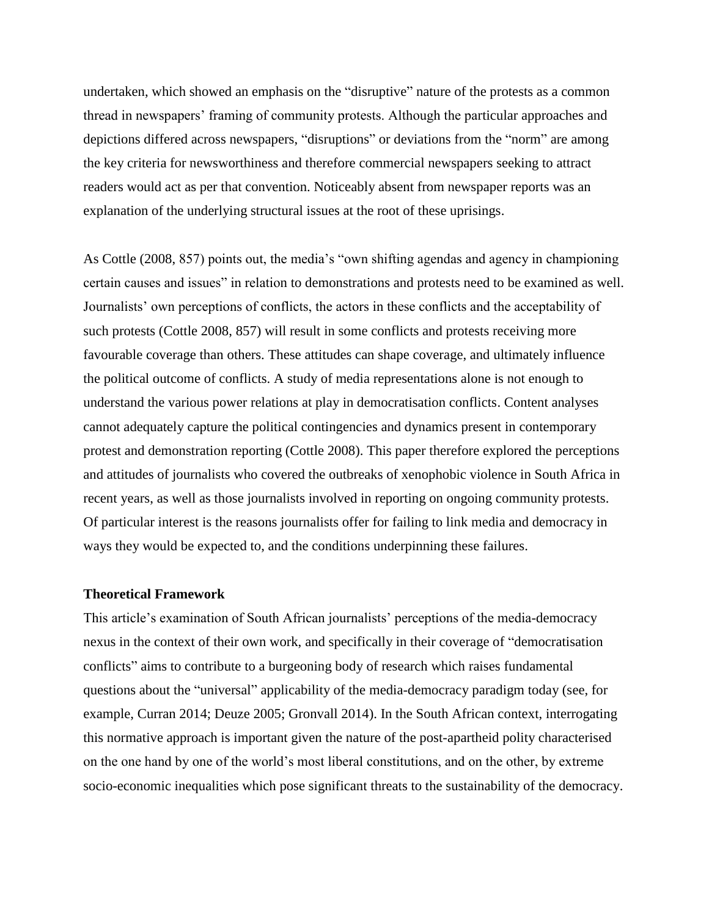undertaken, which showed an emphasis on the "disruptive" nature of the protests as a common thread in newspapers' framing of community protests. Although the particular approaches and depictions differed across newspapers, "disruptions" or deviations from the "norm" are among the key criteria for newsworthiness and therefore commercial newspapers seeking to attract readers would act as per that convention. Noticeably absent from newspaper reports was an explanation of the underlying structural issues at the root of these uprisings.

As Cottle (2008, 857) points out, the media's "own shifting agendas and agency in championing certain causes and issues" in relation to demonstrations and protests need to be examined as well. Journalists' own perceptions of conflicts, the actors in these conflicts and the acceptability of such protests (Cottle 2008, 857) will result in some conflicts and protests receiving more favourable coverage than others. These attitudes can shape coverage, and ultimately influence the political outcome of conflicts. A study of media representations alone is not enough to understand the various power relations at play in democratisation conflicts. Content analyses cannot adequately capture the political contingencies and dynamics present in contemporary protest and demonstration reporting (Cottle 2008). This paper therefore explored the perceptions and attitudes of journalists who covered the outbreaks of xenophobic violence in South Africa in recent years, as well as those journalists involved in reporting on ongoing community protests. Of particular interest is the reasons journalists offer for failing to link media and democracy in ways they would be expected to, and the conditions underpinning these failures.

## Theoretical Framework

This article's examination of South African journalists' perceptions of the media-democracy nexus in the context of their own work, and specifically in their coverage of "democratisation conflicts" aims to contribute to a burgeoning body of research which raises fundamental questions about the "universal" applicability of the media-democracy paradigm today (see, for example, Curran 2014; Deuze 2005; Gronvall 2014). In the South African context, interrogating this normative approach is important given the nature of the post-apartheid polity characterised on the one hand by one of the world's most liberal constitutions, and on the other, by extreme socio-economic inequalities which pose significant threats to the sustainability of the democracy.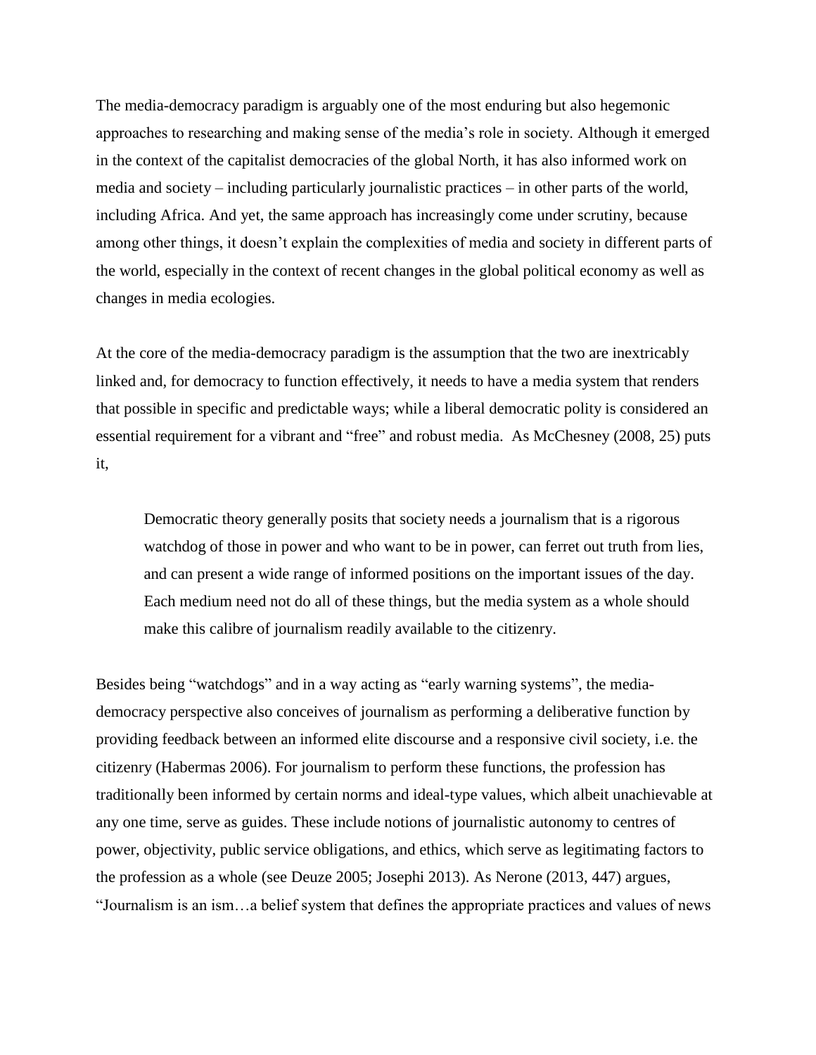The media-democracy paradigm is arguably one of the most enduring but also hegemonic approaches to researching and making sense of the media's role in society. Although it emerged in the context of the capitalist democracies of the global North, it has also informed work on media and society – including particularly journalistic practices – in other parts of the world, including Africa. And yet, the same approach has increasingly come under scrutiny, because among other things, it doesn't explain the complexities of media and society in different parts of the world, especially in the context of recent changes in the global political economy as well as changes in media ecologies.

At the core of the media-democracy paradigm is the assumption that the two are inextricably linked and, for democracy to function effectively, it needs to have a media system that renders that possible in specific and predictable ways; while a liberal democratic polity is considered an essential requirement for a vibrant and "free" and robust media. As McChesney (2008, 25) puts it,

> Democratic theory generally posits that society needs a journalism that is a rigorous watchdog of those in power and who want to be in power, can ferret out truth from lies, and can present a wide range of informed positions on the important issues of the day. Each medium need not do all of these things, but the media system as a whole should make this calibre of journalism readily available to the citizenry.

Besides being "watchdogs" and in a way acting as "early warning systems", the media-democracy perspective also conceives of journalism as performing a deliberative function by providing feedback between an informed elite discourse and a responsive civil society, i.e. the citizenry (Habermas 2006). For journalism to perform these functions, the profession has traditionally been informed by certain norms and ideal-type values, which albeit unachievable at any one time, serve as guides. These include notions of journalistic autonomy to centres of power, objectivity, public service obligations, and ethics, which serve as legitimating factors to the profession as a whole (see Deuze 2005; Josephi 2013). As Nerone (2013, 447) argues, "Journalism is an ism…a belief system that defines the appropriate practices and values of news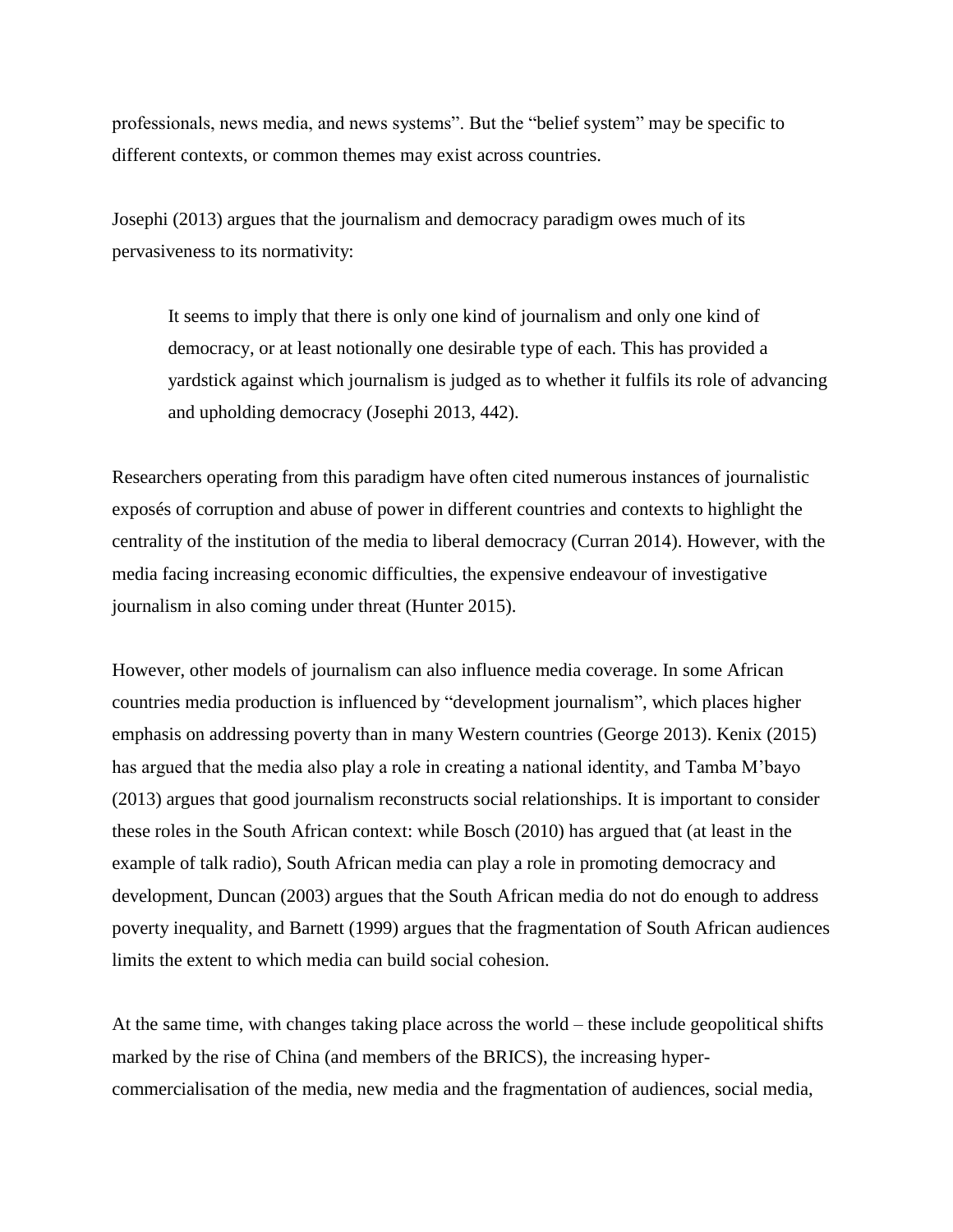professionals, news media, and news systems". But the "belief system" may be specific to different contexts, or common themes may exist across countries.

Josephi (2013) argues that the journalism and democracy paradigm owes much of its pervasiveness to its normativity:

> It seems to imply that there is only one kind of journalism and only one kind of democracy, or at least notionally one desirable type of each. This has provided a yardstick against which journalism is judged as to whether it fulfils its role of advancing and upholding democracy (Josephi 2013, 442).

Researchers operating from this paradigm have often cited numerous instances of journalistic exposés of corruption and abuse of power in different countries and contexts to highlight the centrality of the institution of the media to liberal democracy (Curran 2014). However, with the media facing increasing economic difficulties, the expensive endeavour of investigative journalism in also coming under threat (Hunter 2015).

However, other models of journalism can also influence media coverage. In some African countries media production is influenced by "development journalism", which places higher emphasis on addressing poverty than in many Western countries (George 2013). Kenix (2015) has argued that the media also play a role in creating a national identity, and Tamba M'bayo (2013) argues that good journalism reconstructs social relationships. It is important to consider these roles in the South African context: while Bosch (2010) has argued that (at least in the example of talk radio), South African media can play a role in promoting democracy and development, Duncan (2003) argues that the South African media do not do enough to address poverty inequality, and Barnett (1999) argues that the fragmentation of South African audiences limits the extent to which media can build social cohesion.

At the same time, with changes taking place across the world – these include geopolitical shifts marked by the rise of China (and members of the BRICS), the increasing hyper-commercialisation of the media, new media and the fragmentation of audiences, social media,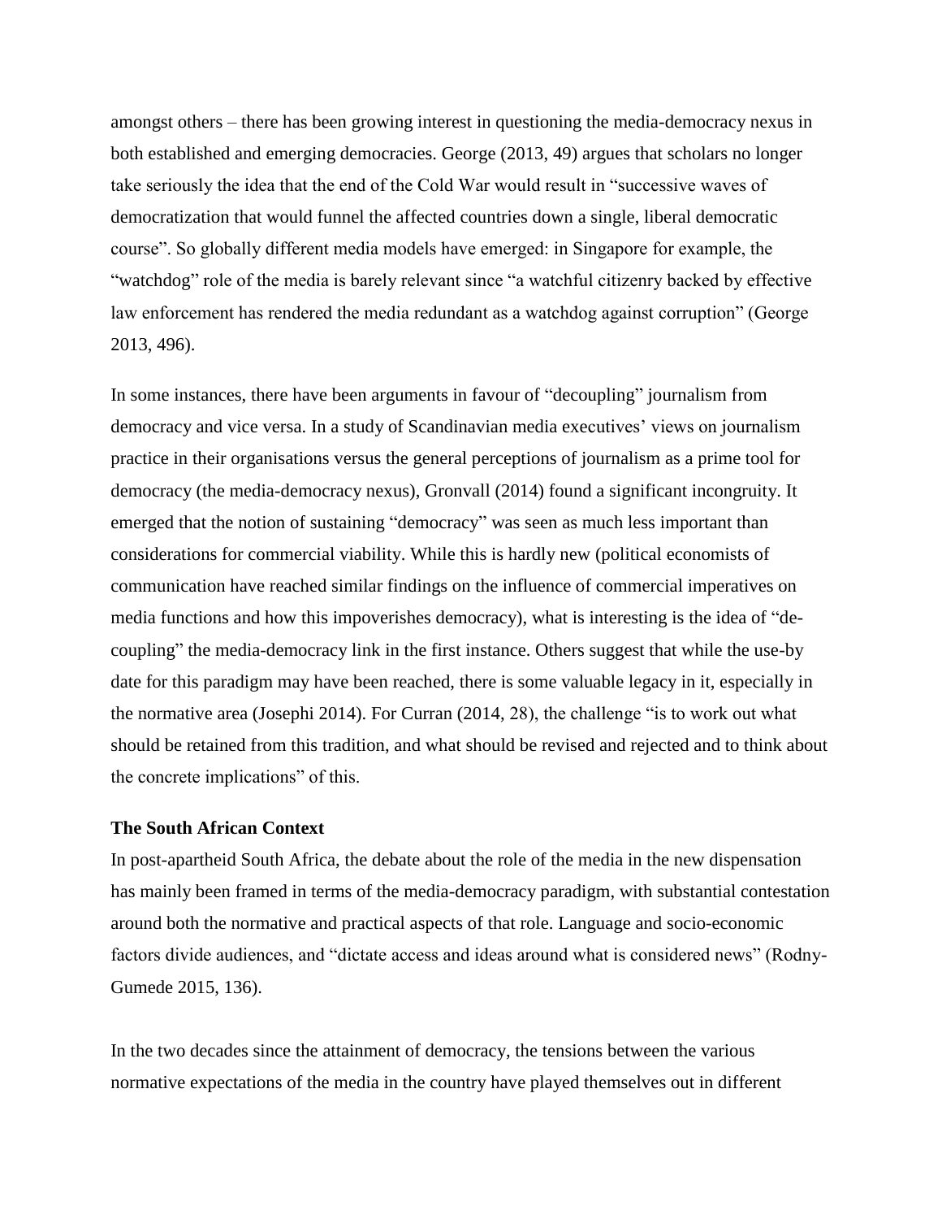amongst others – there has been growing interest in questioning the media-democracy nexus in both established and emerging democracies. George (2013, 49) argues that scholars no longer take seriously the idea that the end of the Cold War would result in "successive waves of democratization that would funnel the affected countries down a single, liberal democratic course". So globally different media models have emerged: in Singapore for example, the "watchdog" role of the media is barely relevant since "a watchful citizenry backed by effective law enforcement has rendered the media redundant as a watchdog against corruption" (George 2013, 496).

In some instances, there have been arguments in favour of "decoupling" journalism from democracy and vice versa. In a study of Scandinavian media executives' views on journalism practice in their organisations versus the general perceptions of journalism as a prime tool for democracy (the media-democracy nexus), Gronvall (2014) found a significant incongruity. It emerged that the notion of sustaining "democracy" was seen as much less important than considerations for commercial viability. While this is hardly new (political economists of communication have reached similar findings on the influence of commercial imperatives on media functions and how this impoverishes democracy), what is interesting is the idea of "de-coupling" the media-democracy link in the first instance. Others suggest that while the use-by date for this paradigm may have been reached, there is some valuable legacy in it, especially in the normative area (Josephi 2014). For Curran (2014, 28), the challenge "is to work out what should be retained from this tradition, and what should be revised and rejected and to think about the concrete implications" of this.

**The South African Context**

In post-apartheid South Africa, the debate about the role of the media in the new dispensation has mainly been framed in terms of the media-democracy paradigm, with substantial contestation around both the normative and practical aspects of that role. Language and socio-economic factors divide audiences, and "dictate access and ideas around what is considered news" (Rodny-Gumede 2015, 136).

In the two decades since the attainment of democracy, the tensions between the various normative expectations of the media in the country have played themselves out in different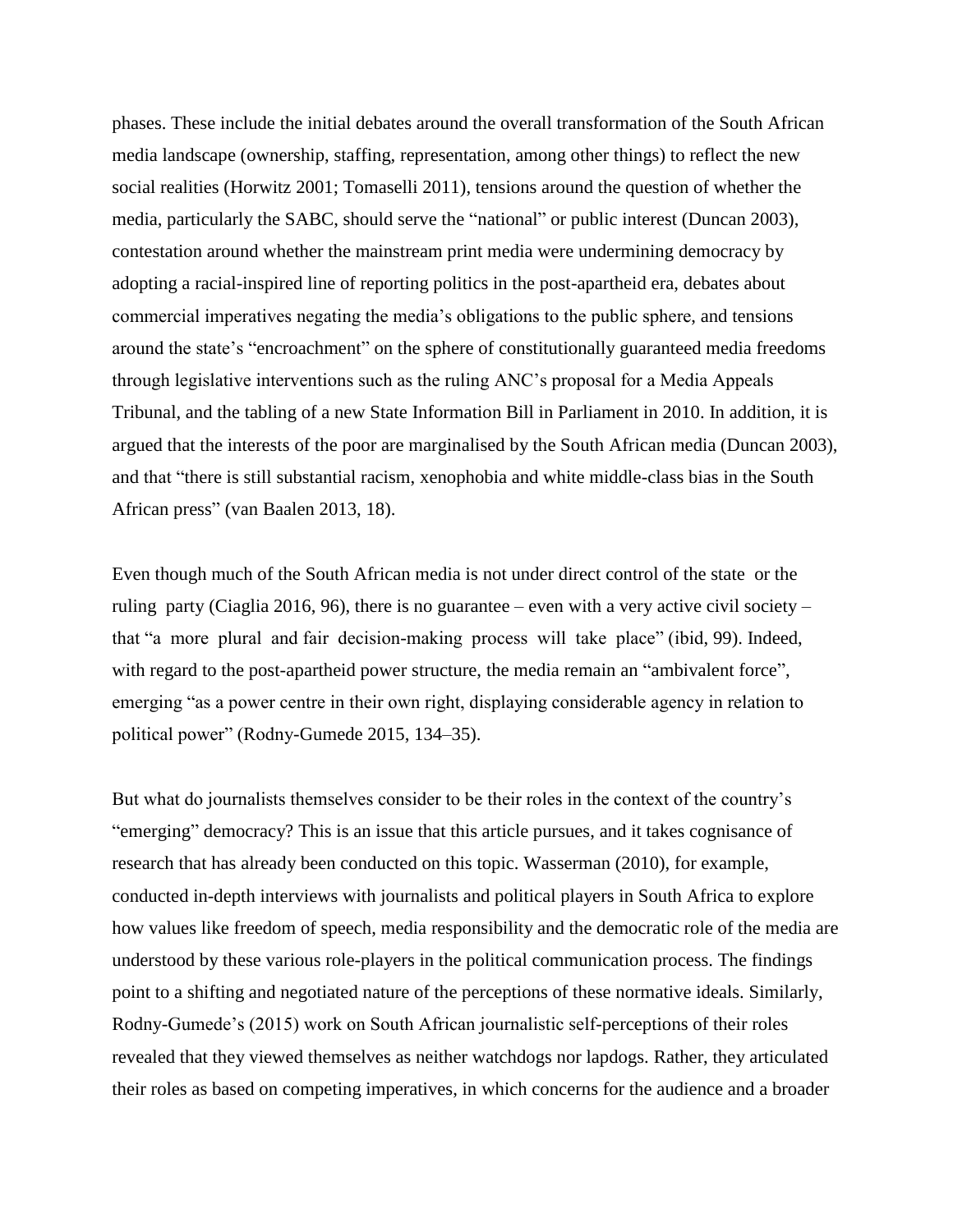phases. These include the initial debates around the overall transformation of the South African media landscape (ownership, staffing, representation, among other things) to reflect the new social realities (Horwitz 2001; Tomaselli 2011), tensions around the question of whether the media, particularly the SABC, should serve the "national" or public interest (Duncan 2003), contestation around whether the mainstream print media were undermining democracy by adopting a racial-inspired line of reporting politics in the post-apartheid era, debates about commercial imperatives negating the media's obligations to the public sphere, and tensions around the state's "encroachment" on the sphere of constitutionally guaranteed media freedoms through legislative interventions such as the ruling ANC's proposal for a Media Appeals Tribunal, and the tabling of a new State Information Bill in Parliament in 2010. In addition, it is argued that the interests of the poor are marginalised by the South African media (Duncan 2003), and that "there is still substantial racism, xenophobia and white middle-class bias in the South African press" (van Baalen 2013, 18).

Even though much of the South African media is not under direct control of the state or the ruling party (Ciaglia 2016, 96), there is no guarantee – even with a very active civil society – that "a more plural and fair decision-making process will take place" (ibid, 99). Indeed, with regard to the post-apartheid power structure, the media remain an "ambivalent force", emerging "as a power centre in their own right, displaying considerable agency in relation to political power" (Rodny-Gumede 2015, 134–35).

But what do journalists themselves consider to be their roles in the context of the country's "emerging" democracy? This is an issue that this article pursues, and it takes cognisance of research that has already been conducted on this topic. Wasserman (2010), for example, conducted in-depth interviews with journalists and political players in South Africa to explore how values like freedom of speech, media responsibility and the democratic role of the media are understood by these various role-players in the political communication process. The findings point to a shifting and negotiated nature of the perceptions of these normative ideals. Similarly, Rodny-Gumede's (2015) work on South African journalistic self-perceptions of their roles revealed that they viewed themselves as neither watchdogs nor lapdogs. Rather, they articulated their roles as based on competing imperatives, in which concerns for the audience and a broader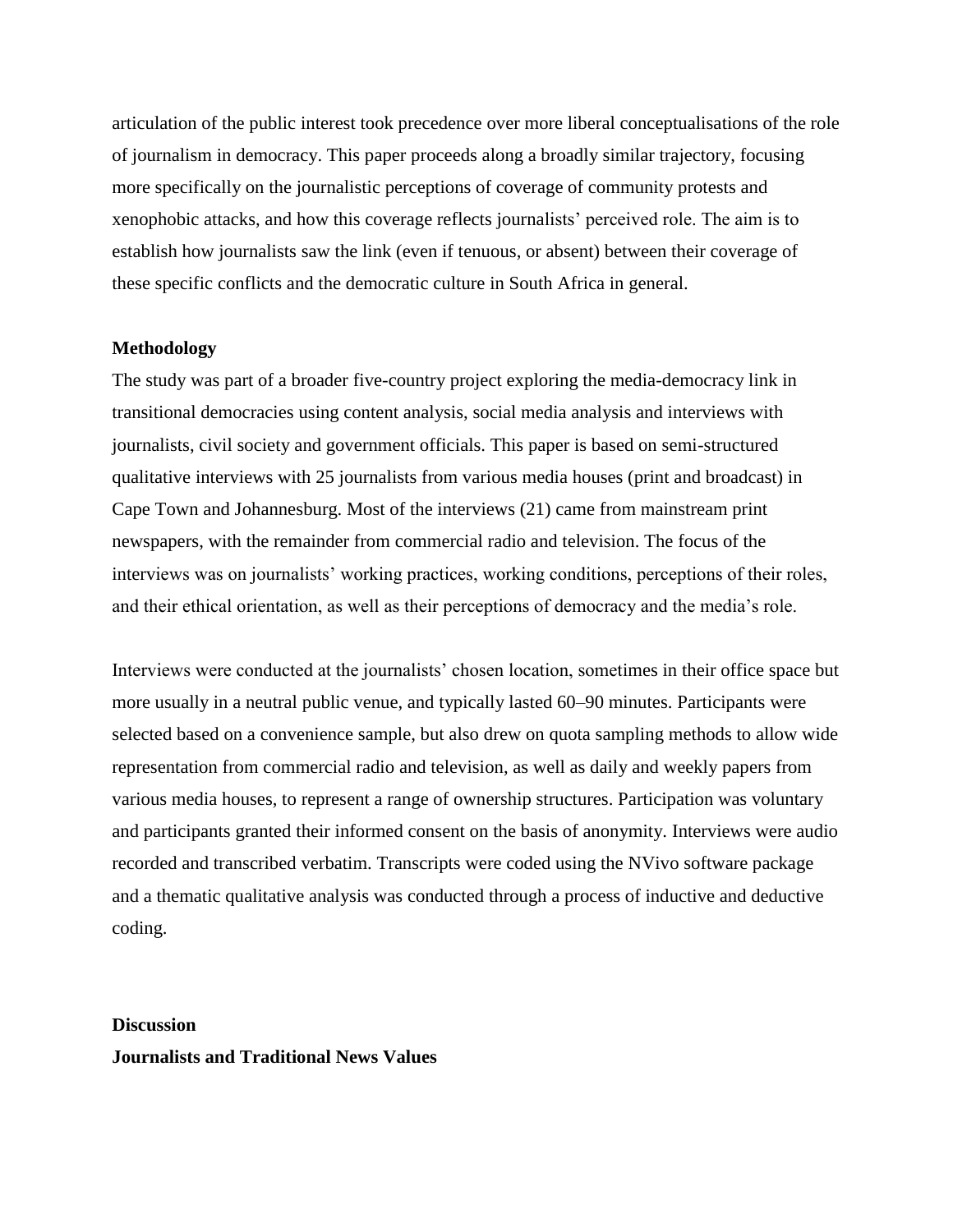articulation of the public interest took precedence over more liberal conceptualisations of the role of journalism in democracy. This paper proceeds along a broadly similar trajectory, focusing more specifically on the journalistic perceptions of coverage of community protests and xenophobic attacks, and how this coverage reflects journalists' perceived role. The aim is to establish how journalists saw the link (even if tenuous, or absent) between their coverage of these specific conflicts and the democratic culture in South Africa in general.

## Methodology

The study was part of a broader five-country project exploring the media-democracy link in transitional democracies using content analysis, social media analysis and interviews with journalists, civil society and government officials. This paper is based on semi-structured qualitative interviews with 25 journalists from various media houses (print and broadcast) in Cape Town and Johannesburg. Most of the interviews (21) came from mainstream print newspapers, with the remainder from commercial radio and television. The focus of the interviews was on journalists' working practices, working conditions, perceptions of their roles, and their ethical orientation, as well as their perceptions of democracy and the media's role.

Interviews were conducted at the journalists' chosen location, sometimes in their office space but more usually in a neutral public venue, and typically lasted 60–90 minutes. Participants were selected based on a convenience sample, but also drew on quota sampling methods to allow wide representation from commercial radio and television, as well as daily and weekly papers from various media houses, to represent a range of ownership structures. Participation was voluntary and participants granted their informed consent on the basis of anonymity. Interviews were audio recorded and transcribed verbatim. Transcripts were coded using the NVivo software package and a thematic qualitative analysis was conducted through a process of inductive and deductive coding.

## Discussion

### Journalists and Traditional News Values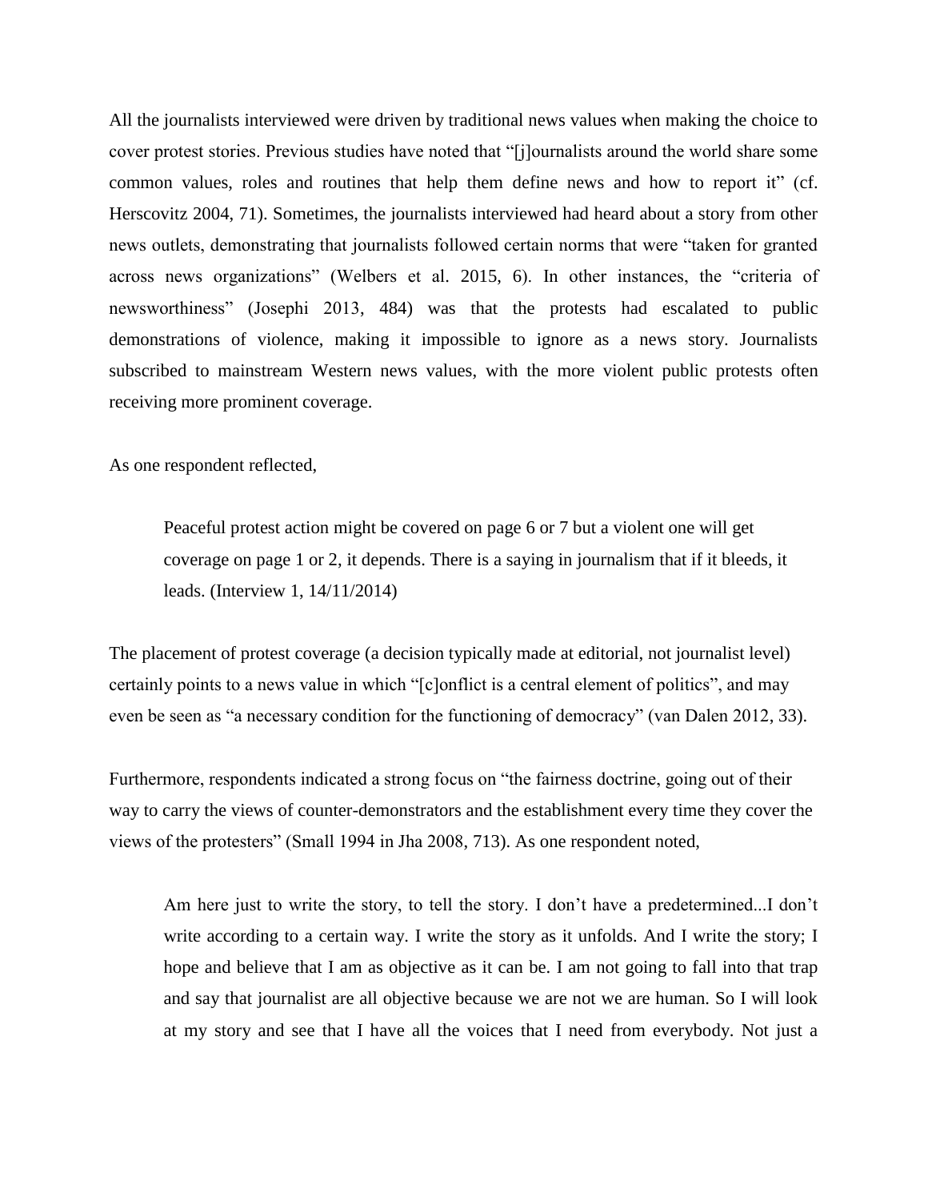All the journalists interviewed were driven by traditional news values when making the choice to cover protest stories. Previous studies have noted that "[j]ournalists around the world share some common values, roles and routines that help them define news and how to report it" (cf. Herscovitz 2004, 71). Sometimes, the journalists interviewed had heard about a story from other news outlets, demonstrating that journalists followed certain norms that were "taken for granted across news organizations" (Welbers et al. 2015, 6). In other instances, the "criteria of newsworthiness" (Josephi 2013, 484) was that the protests had escalated to public demonstrations of violence, making it impossible to ignore as a news story. Journalists subscribed to mainstream Western news values, with the more violent public protests often receiving more prominent coverage.

As one respondent reflected,

> Peaceful protest action might be covered on page 6 or 7 but a violent one will get coverage on page 1 or 2, it depends. There is a saying in journalism that if it bleeds, it leads. (Interview 1, 14/11/2014)

The placement of protest coverage (a decision typically made at editorial, not journalist level) certainly points to a news value in which "[c]onflict is a central element of politics", and may even be seen as "a necessary condition for the functioning of democracy" (van Dalen 2012, 33).

Furthermore, respondents indicated a strong focus on "the fairness doctrine, going out of their way to carry the views of counter-demonstrators and the establishment every time they cover the views of the protesters" (Small 1994 in Jha 2008, 713). As one respondent noted,

> Am here just to write the story, to tell the story. I don't have a predetermined...I don't write according to a certain way. I write the story as it unfolds. And I write the story; I hope and believe that I am as objective as it can be. I am not going to fall into that trap and say that journalist are all objective because we are not we are human. So I will look at my story and see that I have all the voices that I need from everybody. Not just a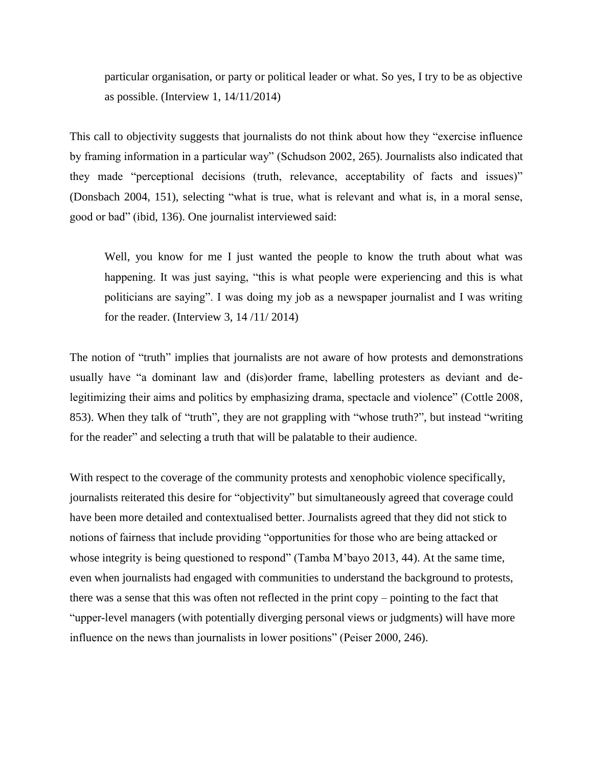> particular organisation, or party or political leader or what. So yes, I try to be as objective as possible. (Interview 1, 14/11/2014)

This call to objectivity suggests that journalists do not think about how they "exercise influence by framing information in a particular way" (Schudson 2002, 265). Journalists also indicated that they made "perceptional decisions (truth, relevance, acceptability of facts and issues)" (Donsbach 2004, 151), selecting "what is true, what is relevant and what is, in a moral sense, good or bad" (ibid, 136). One journalist interviewed said:

> Well, you know for me I just wanted the people to know the truth about what was happening. It was just saying, "this is what people were experiencing and this is what politicians are saying". I was doing my job as a newspaper journalist and I was writing for the reader. (Interview 3, 14 /11/ 2014)

The notion of "truth" implies that journalists are not aware of how protests and demonstrations usually have "a dominant law and (dis)order frame, labelling protesters as deviant and de-legitimizing their aims and politics by emphasizing drama, spectacle and violence" (Cottle 2008, 853). When they talk of "truth", they are not grappling with "whose truth?", but instead "writing for the reader" and selecting a truth that will be palatable to their audience.

With respect to the coverage of the community protests and xenophobic violence specifically, journalists reiterated this desire for "objectivity" but simultaneously agreed that coverage could have been more detailed and contextualised better. Journalists agreed that they did not stick to notions of fairness that include providing "opportunities for those who are being attacked or whose integrity is being questioned to respond" (Tamba M'bayo 2013, 44). At the same time, even when journalists had engaged with communities to understand the background to protests, there was a sense that this was often not reflected in the print copy – pointing to the fact that "upper-level managers (with potentially diverging personal views or judgments) will have more influence on the news than journalists in lower positions" (Peiser 2000, 246).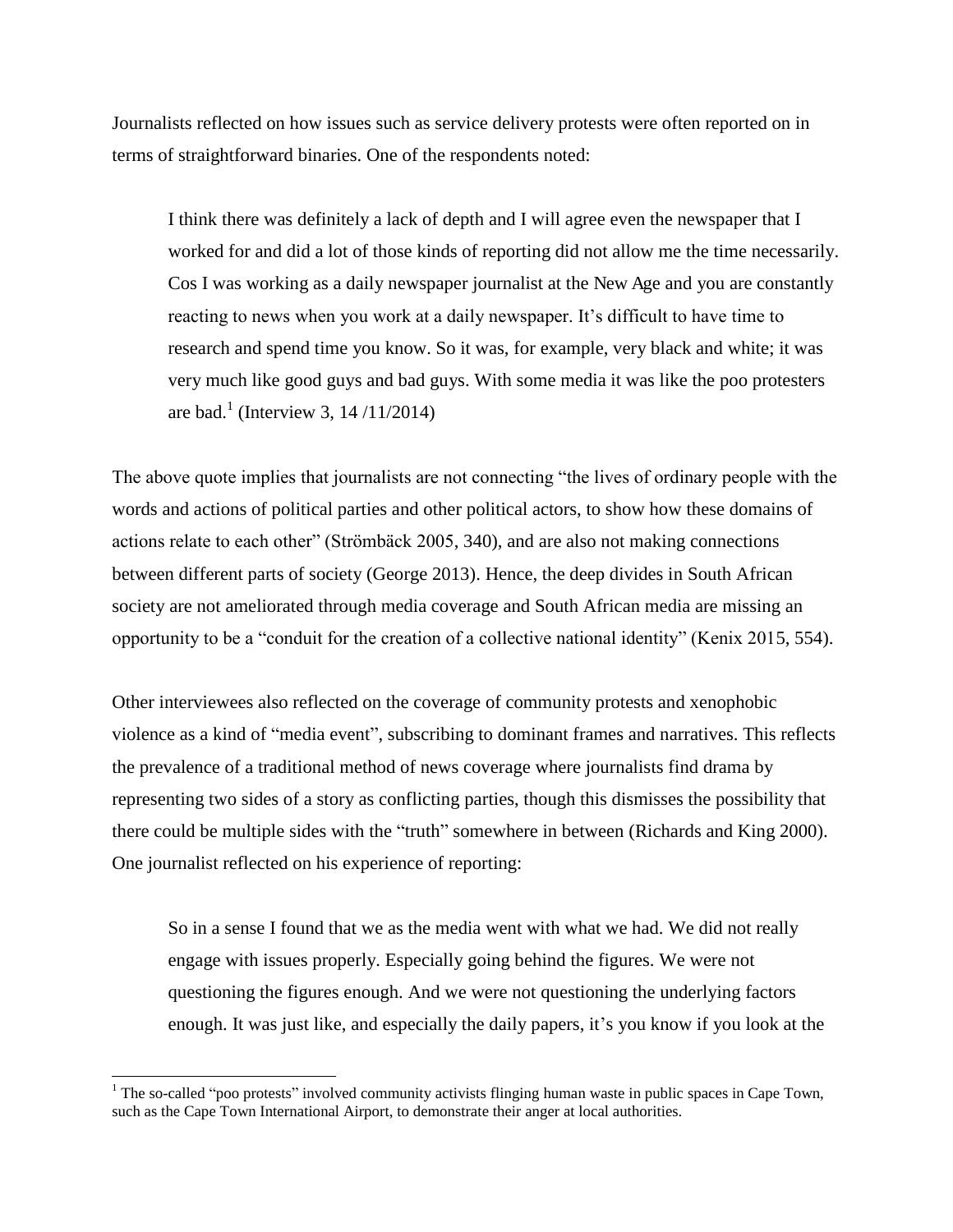Journalists reflected on how issues such as service delivery protests were often reported on in terms of straightforward binaries. One of the respondents noted:

> I think there was definitely a lack of depth and I will agree even the newspaper that I worked for and did a lot of those kinds of reporting did not allow me the time necessarily. Cos I was working as a daily newspaper journalist at the New Age and you are constantly reacting to news when you work at a daily newspaper. It's difficult to have time to research and spend time you know. So it was, for example, very black and white; it was very much like good guys and bad guys. With some media it was like the poo protesters are bad.[1] (Interview 3, 14 /11/2014)

The above quote implies that journalists are not connecting "the lives of ordinary people with the words and actions of political parties and other political actors, to show how these domains of actions relate to each other" (Strömbäck 2005, 340), and are also not making connections between different parts of society (George 2013). Hence, the deep divides in South African society are not ameliorated through media coverage and South African media are missing an opportunity to be a "conduit for the creation of a collective national identity" (Kenix 2015, 554).

Other interviewees also reflected on the coverage of community protests and xenophobic violence as a kind of "media event", subscribing to dominant frames and narratives. This reflects the prevalence of a traditional method of news coverage where journalists find drama by representing two sides of a story as conflicting parties, though this dismisses the possibility that there could be multiple sides with the "truth" somewhere in between (Richards and King 2000). One journalist reflected on his experience of reporting:

> So in a sense I found that we as the media went with what we had. We did not really engage with issues properly. Especially going behind the figures. We were not questioning the figures enough. And we were not questioning the underlying factors enough. It was just like, and especially the daily papers, it's you know if you look at the

[1] The so-called "poo protests" involved community activists flinging human waste in public spaces in Cape Town, such as the Cape Town International Airport, to demonstrate their anger at local authorities.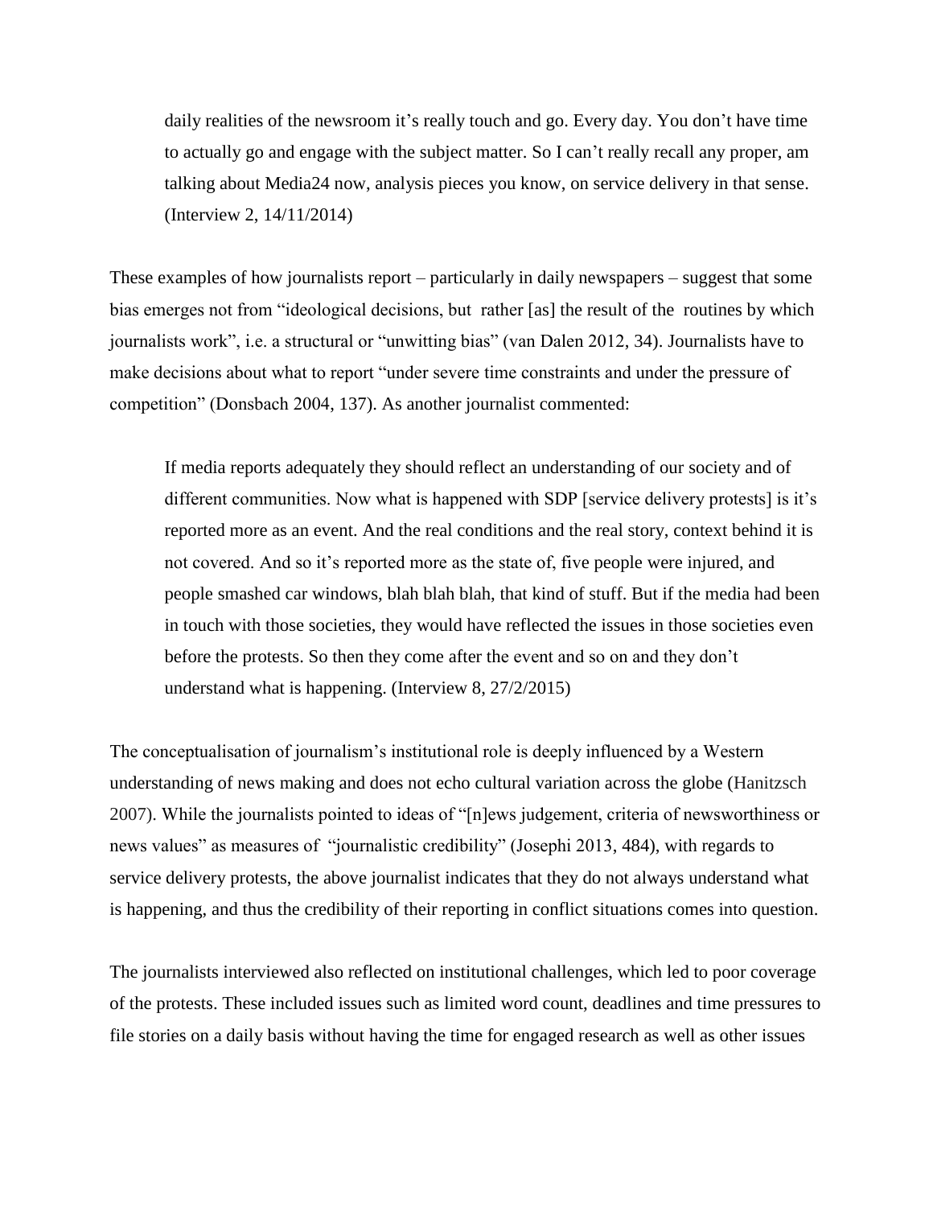> daily realities of the newsroom it’s really touch and go. Every day. You don’t have time to actually go and engage with the subject matter. So I can’t really recall any proper, am talking about Media24 now, analysis pieces you know, on service delivery in that sense. (Interview 2, 14/11/2014)

These examples of how journalists report – particularly in daily newspapers – suggest that some bias emerges not from “ideological decisions, but rather [as] the result of the routines by which journalists work”, i.e. a structural or “unwitting bias” (van Dalen 2012, 34). Journalists have to make decisions about what to report “under severe time constraints and under the pressure of competition” (Donsbach 2004, 137). As another journalist commented:

> If media reports adequately they should reflect an understanding of our society and of different communities. Now what is happened with SDP [service delivery protests] is it’s reported more as an event. And the real conditions and the real story, context behind it is not covered. And so it’s reported more as the state of, five people were injured, and people smashed car windows, blah blah blah, that kind of stuff. But if the media had been in touch with those societies, they would have reflected the issues in those societies even before the protests. So then they come after the event and so on and they don’t understand what is happening. (Interview 8, 27/2/2015)

The conceptualisation of journalism’s institutional role is deeply influenced by a Western understanding of news making and does not echo cultural variation across the globe (Hanitzsch 2007). While the journalists pointed to ideas of “[n]ews judgement, criteria of newsworthiness or news values” as measures of “journalistic credibility” (Josephi 2013, 484), with regards to service delivery protests, the above journalist indicates that they do not always understand what is happening, and thus the credibility of their reporting in conflict situations comes into question.

The journalists interviewed also reflected on institutional challenges, which led to poor coverage of the protests. These included issues such as limited word count, deadlines and time pressures to file stories on a daily basis without having the time for engaged research as well as other issues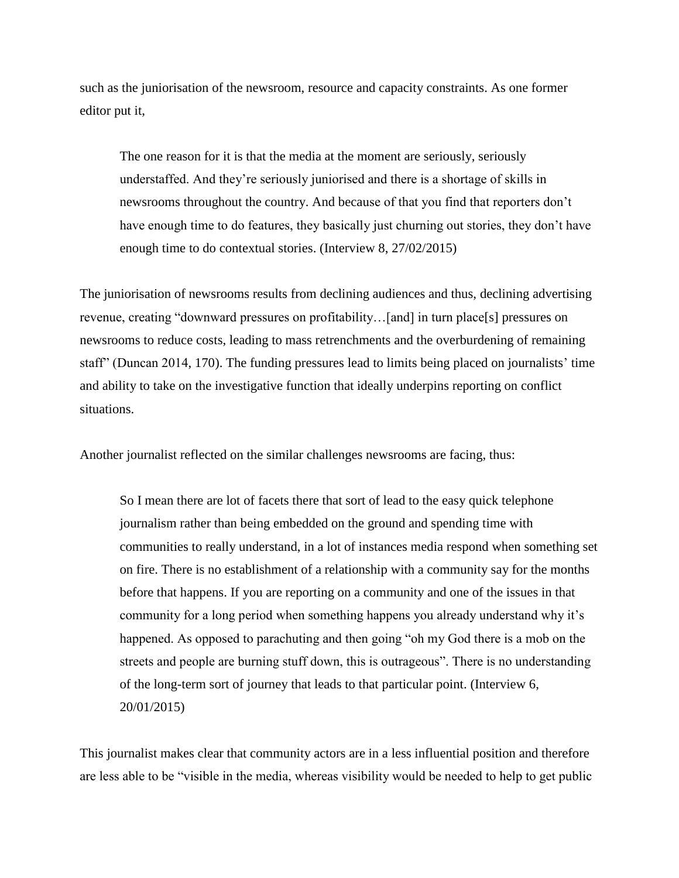such as the juniorisation of the newsroom, resource and capacity constraints. As one former editor put it,

> The one reason for it is that the media at the moment are seriously, seriously understaffed. And they're seriously juniorised and there is a shortage of skills in newsrooms throughout the country. And because of that you find that reporters don't have enough time to do features, they basically just churning out stories, they don't have enough time to do contextual stories. (Interview 8, 27/02/2015)

The juniorisation of newsrooms results from declining audiences and thus, declining advertising revenue, creating "downward pressures on profitability…[and] in turn place[s] pressures on newsrooms to reduce costs, leading to mass retrenchments and the overburdening of remaining staff" (Duncan 2014, 170). The funding pressures lead to limits being placed on journalists' time and ability to take on the investigative function that ideally underpins reporting on conflict situations.

Another journalist reflected on the similar challenges newsrooms are facing, thus:

> So I mean there are lot of facets there that sort of lead to the easy quick telephone journalism rather than being embedded on the ground and spending time with communities to really understand, in a lot of instances media respond when something set on fire. There is no establishment of a relationship with a community say for the months before that happens. If you are reporting on a community and one of the issues in that community for a long period when something happens you already understand why it's happened. As opposed to parachuting and then going "oh my God there is a mob on the streets and people are burning stuff down, this is outrageous". There is no understanding of the long-term sort of journey that leads to that particular point. (Interview 6, 20/01/2015)

This journalist makes clear that community actors are in a less influential position and therefore are less able to be "visible in the media, whereas visibility would be needed to help to get public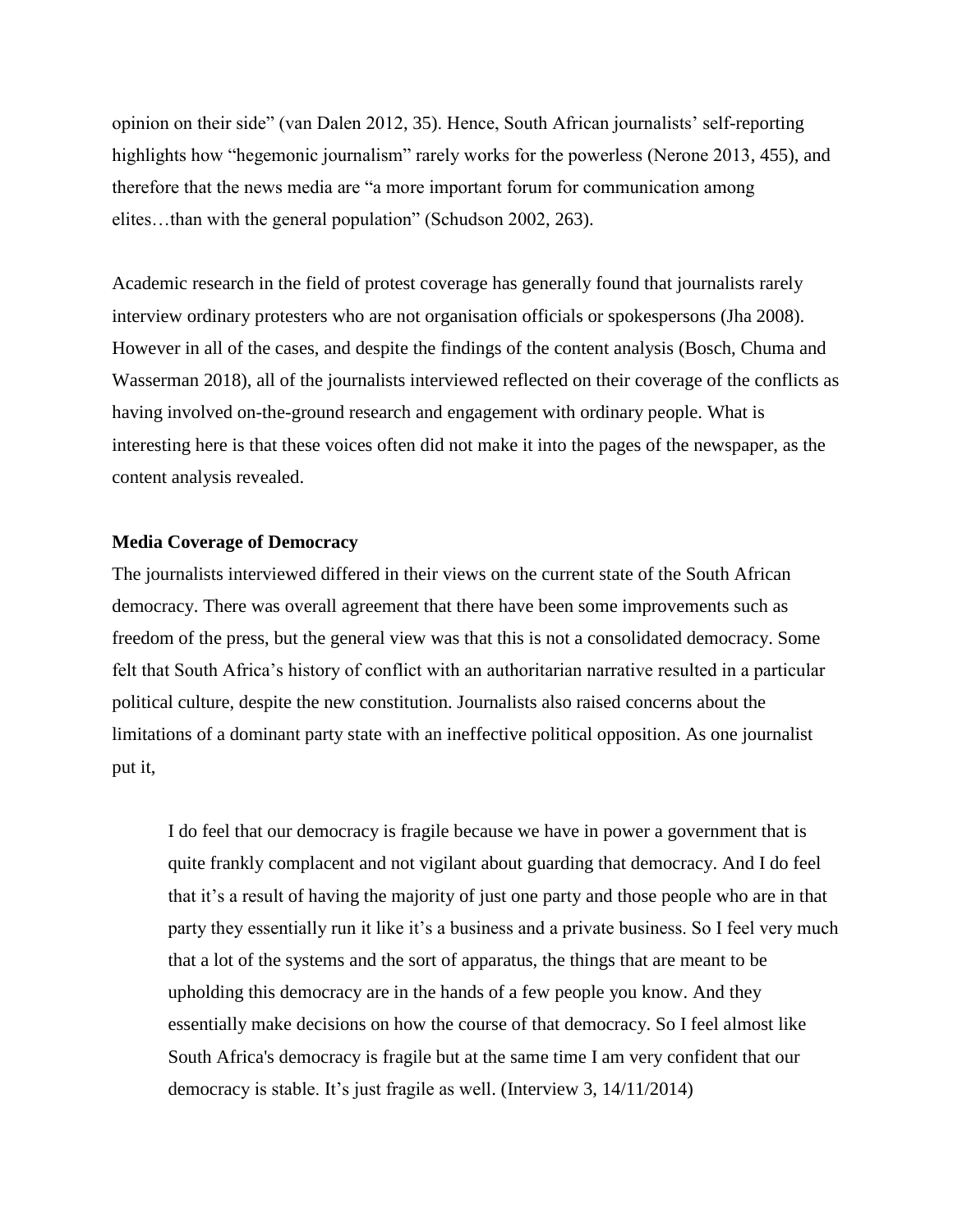opinion on their side" (van Dalen 2012, 35). Hence, South African journalists' self-reporting highlights how "hegemonic journalism" rarely works for the powerless (Nerone 2013, 455), and therefore that the news media are "a more important forum for communication among elites…than with the general population" (Schudson 2002, 263).

Academic research in the field of protest coverage has generally found that journalists rarely interview ordinary protesters who are not organisation officials or spokespersons (Jha 2008). However in all of the cases, and despite the findings of the content analysis (Bosch, Chuma and Wasserman 2018), all of the journalists interviewed reflected on their coverage of the conflicts as having involved on-the-ground research and engagement with ordinary people. What is interesting here is that these voices often did not make it into the pages of the newspaper, as the content analysis revealed.

**Media Coverage of Democracy**

The journalists interviewed differed in their views on the current state of the South African democracy. There was overall agreement that there have been some improvements such as freedom of the press, but the general view was that this is not a consolidated democracy. Some felt that South Africa's history of conflict with an authoritarian narrative resulted in a particular political culture, despite the new constitution. Journalists also raised concerns about the limitations of a dominant party state with an ineffective political opposition. As one journalist put it,

> I do feel that our democracy is fragile because we have in power a government that is quite frankly complacent and not vigilant about guarding that democracy. And I do feel that it's a result of having the majority of just one party and those people who are in that party they essentially run it like it's a business and a private business. So I feel very much that a lot of the systems and the sort of apparatus, the things that are meant to be upholding this democracy are in the hands of a few people you know. And they essentially make decisions on how the course of that democracy. So I feel almost like South Africa's democracy is fragile but at the same time I am very confident that our democracy is stable. It's just fragile as well. (Interview 3, 14/11/2014)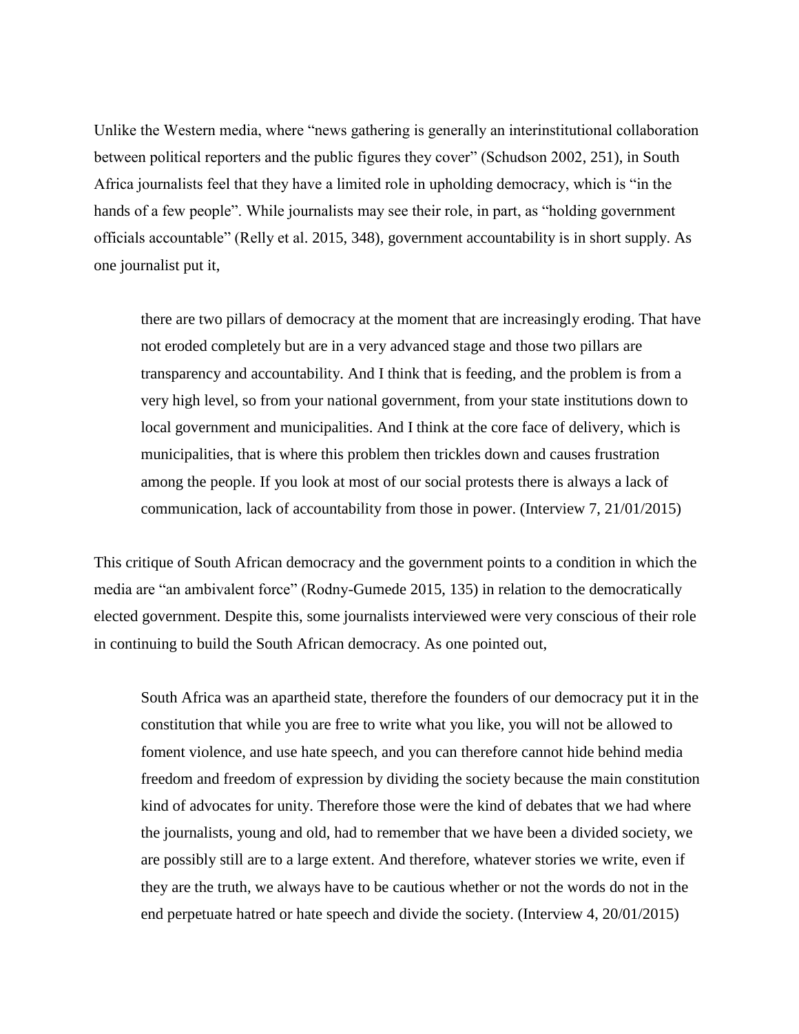Unlike the Western media, where "news gathering is generally an interinstitutional collaboration between political reporters and the public figures they cover" (Schudson 2002, 251), in South Africa journalists feel that they have a limited role in upholding democracy, which is "in the hands of a few people". While journalists may see their role, in part, as "holding government officials accountable" (Relly et al. 2015, 348), government accountability is in short supply. As one journalist put it,

> there are two pillars of democracy at the moment that are increasingly eroding. That have not eroded completely but are in a very advanced stage and those two pillars are transparency and accountability. And I think that is feeding, and the problem is from a very high level, so from your national government, from your state institutions down to local government and municipalities. And I think at the core face of delivery, which is municipalities, that is where this problem then trickles down and causes frustration among the people. If you look at most of our social protests there is always a lack of communication, lack of accountability from those in power. (Interview 7, 21/01/2015)

This critique of South African democracy and the government points to a condition in which the media are "an ambivalent force" (Rodny-Gumede 2015, 135) in relation to the democratically elected government. Despite this, some journalists interviewed were very conscious of their role in continuing to build the South African democracy. As one pointed out,

> South Africa was an apartheid state, therefore the founders of our democracy put it in the constitution that while you are free to write what you like, you will not be allowed to foment violence, and use hate speech, and you can therefore cannot hide behind media freedom and freedom of expression by dividing the society because the main constitution kind of advocates for unity. Therefore those were the kind of debates that we had where the journalists, young and old, had to remember that we have been a divided society, we are possibly still are to a large extent. And therefore, whatever stories we write, even if they are the truth, we always have to be cautious whether or not the words do not in the end perpetuate hatred or hate speech and divide the society. (Interview 4, 20/01/2015)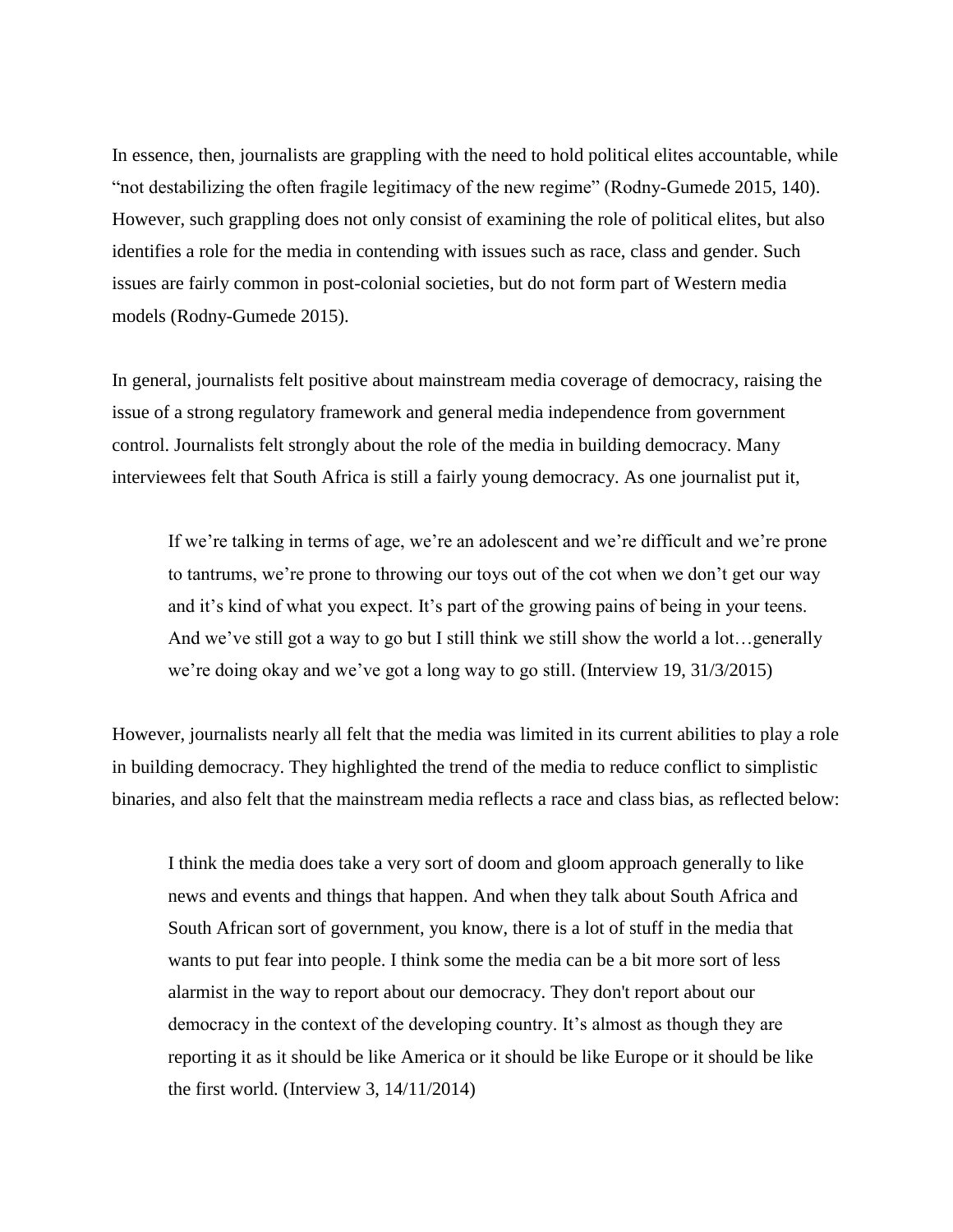In essence, then, journalists are grappling with the need to hold political elites accountable, while "not destabilizing the often fragile legitimacy of the new regime" (Rodny-Gumede 2015, 140). However, such grappling does not only consist of examining the role of political elites, but also identifies a role for the media in contending with issues such as race, class and gender. Such issues are fairly common in post-colonial societies, but do not form part of Western media models (Rodny-Gumede 2015).

In general, journalists felt positive about mainstream media coverage of democracy, raising the issue of a strong regulatory framework and general media independence from government control. Journalists felt strongly about the role of the media in building democracy. Many interviewees felt that South Africa is still a fairly young democracy. As one journalist put it,

> If we're talking in terms of age, we're an adolescent and we're difficult and we're prone to tantrums, we're prone to throwing our toys out of the cot when we don't get our way and it's kind of what you expect. It's part of the growing pains of being in your teens. And we've still got a way to go but I still think we still show the world a lot…generally we're doing okay and we've got a long way to go still. (Interview 19, 31/3/2015)

However, journalists nearly all felt that the media was limited in its current abilities to play a role in building democracy. They highlighted the trend of the media to reduce conflict to simplistic binaries, and also felt that the mainstream media reflects a race and class bias, as reflected below:

> I think the media does take a very sort of doom and gloom approach generally to like news and events and things that happen. And when they talk about South Africa and South African sort of government, you know, there is a lot of stuff in the media that wants to put fear into people. I think some the media can be a bit more sort of less alarmist in the way to report about our democracy. They don't report about our democracy in the context of the developing country. It's almost as though they are reporting it as it should be like America or it should be like Europe or it should be like the first world. (Interview 3, 14/11/2014)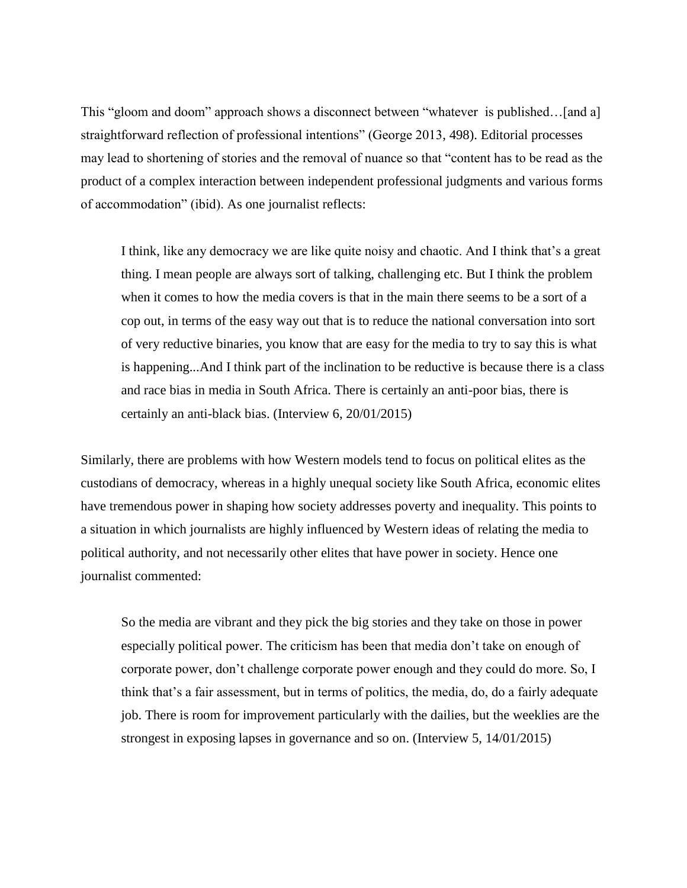This "gloom and doom" approach shows a disconnect between "whatever is published…[and a] straightforward reflection of professional intentions" (George 2013, 498). Editorial processes may lead to shortening of stories and the removal of nuance so that "content has to be read as the product of a complex interaction between independent professional judgments and various forms of accommodation" (ibid). As one journalist reflects:

> I think, like any democracy we are like quite noisy and chaotic. And I think that's a great thing. I mean people are always sort of talking, challenging etc. But I think the problem when it comes to how the media covers is that in the main there seems to be a sort of a cop out, in terms of the easy way out that is to reduce the national conversation into sort of very reductive binaries, you know that are easy for the media to try to say this is what is happening...And I think part of the inclination to be reductive is because there is a class and race bias in media in South Africa. There is certainly an anti-poor bias, there is certainly an anti-black bias. (Interview 6, 20/01/2015)

Similarly, there are problems with how Western models tend to focus on political elites as the custodians of democracy, whereas in a highly unequal society like South Africa, economic elites have tremendous power in shaping how society addresses poverty and inequality. This points to a situation in which journalists are highly influenced by Western ideas of relating the media to political authority, and not necessarily other elites that have power in society. Hence one journalist commented:

> So the media are vibrant and they pick the big stories and they take on those in power especially political power. The criticism has been that media don't take on enough of corporate power, don't challenge corporate power enough and they could do more. So, I think that's a fair assessment, but in terms of politics, the media, do, do a fairly adequate job. There is room for improvement particularly with the dailies, but the weeklies are the strongest in exposing lapses in governance and so on. (Interview 5, 14/01/2015)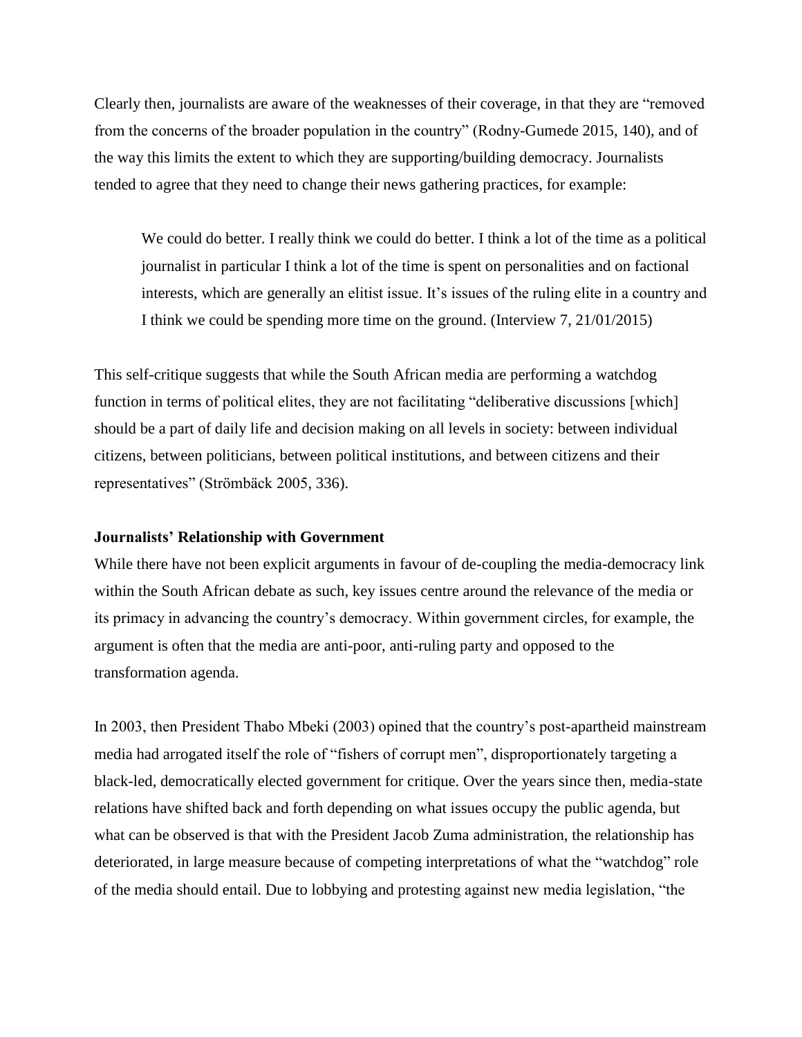Clearly then, journalists are aware of the weaknesses of their coverage, in that they are "removed from the concerns of the broader population in the country" (Rodny-Gumede 2015, 140), and of the way this limits the extent to which they are supporting/building democracy. Journalists tended to agree that they need to change their news gathering practices, for example:

> We could do better. I really think we could do better. I think a lot of the time as a political journalist in particular I think a lot of the time is spent on personalities and on factional interests, which are generally an elitist issue. It's issues of the ruling elite in a country and I think we could be spending more time on the ground. (Interview 7, 21/01/2015)

This self-critique suggests that while the South African media are performing a watchdog function in terms of political elites, they are not facilitating "deliberative discussions [which] should be a part of daily life and decision making on all levels in society: between individual citizens, between politicians, between political institutions, and between citizens and their representatives" (Strömbäck 2005, 336).

**Journalists' Relationship with Government**

While there have not been explicit arguments in favour of de-coupling the media-democracy link within the South African debate as such, key issues centre around the relevance of the media or its primacy in advancing the country's democracy. Within government circles, for example, the argument is often that the media are anti-poor, anti-ruling party and opposed to the transformation agenda.

In 2003, then President Thabo Mbeki (2003) opined that the country's post-apartheid mainstream media had arrogated itself the role of "fishers of corrupt men", disproportionately targeting a black-led, democratically elected government for critique. Over the years since then, media-state relations have shifted back and forth depending on what issues occupy the public agenda, but what can be observed is that with the President Jacob Zuma administration, the relationship has deteriorated, in large measure because of competing interpretations of what the "watchdog" role of the media should entail. Due to lobbying and protesting against new media legislation, "the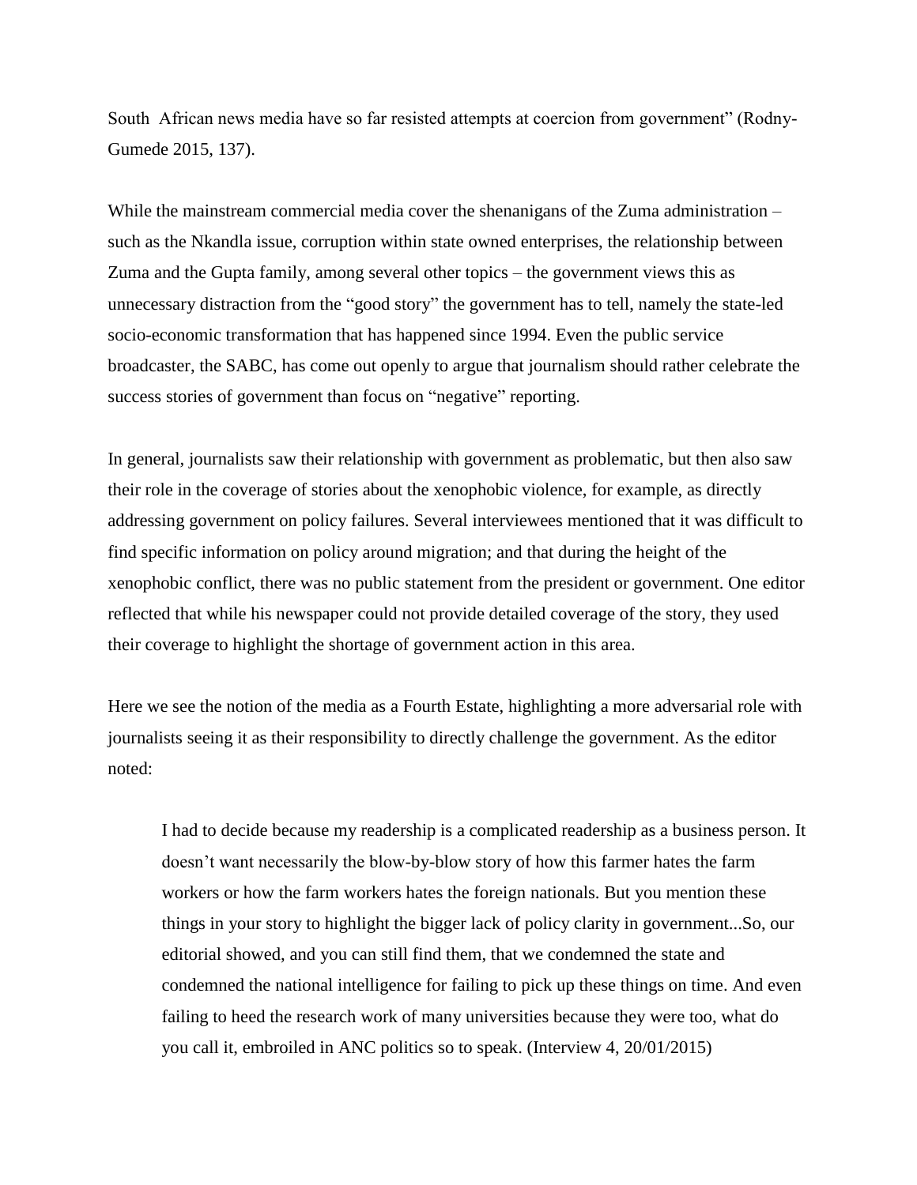South African news media have so far resisted attempts at coercion from government" (Rodny-Gumede 2015, 137).

While the mainstream commercial media cover the shenanigans of the Zuma administration – such as the Nkandla issue, corruption within state owned enterprises, the relationship between Zuma and the Gupta family, among several other topics – the government views this as unnecessary distraction from the "good story" the government has to tell, namely the state-led socio-economic transformation that has happened since 1994. Even the public service broadcaster, the SABC, has come out openly to argue that journalism should rather celebrate the success stories of government than focus on "negative" reporting.

In general, journalists saw their relationship with government as problematic, but then also saw their role in the coverage of stories about the xenophobic violence, for example, as directly addressing government on policy failures. Several interviewees mentioned that it was difficult to find specific information on policy around migration; and that during the height of the xenophobic conflict, there was no public statement from the president or government. One editor reflected that while his newspaper could not provide detailed coverage of the story, they used their coverage to highlight the shortage of government action in this area.

Here we see the notion of the media as a Fourth Estate, highlighting a more adversarial role with journalists seeing it as their responsibility to directly challenge the government. As the editor noted:

> I had to decide because my readership is a complicated readership as a business person. It doesn't want necessarily the blow-by-blow story of how this farmer hates the farm workers or how the farm workers hates the foreign nationals. But you mention these things in your story to highlight the bigger lack of policy clarity in government...So, our editorial showed, and you can still find them, that we condemned the state and condemned the national intelligence for failing to pick up these things on time. And even failing to heed the research work of many universities because they were too, what do you call it, embroiled in ANC politics so to speak. (Interview 4, 20/01/2015)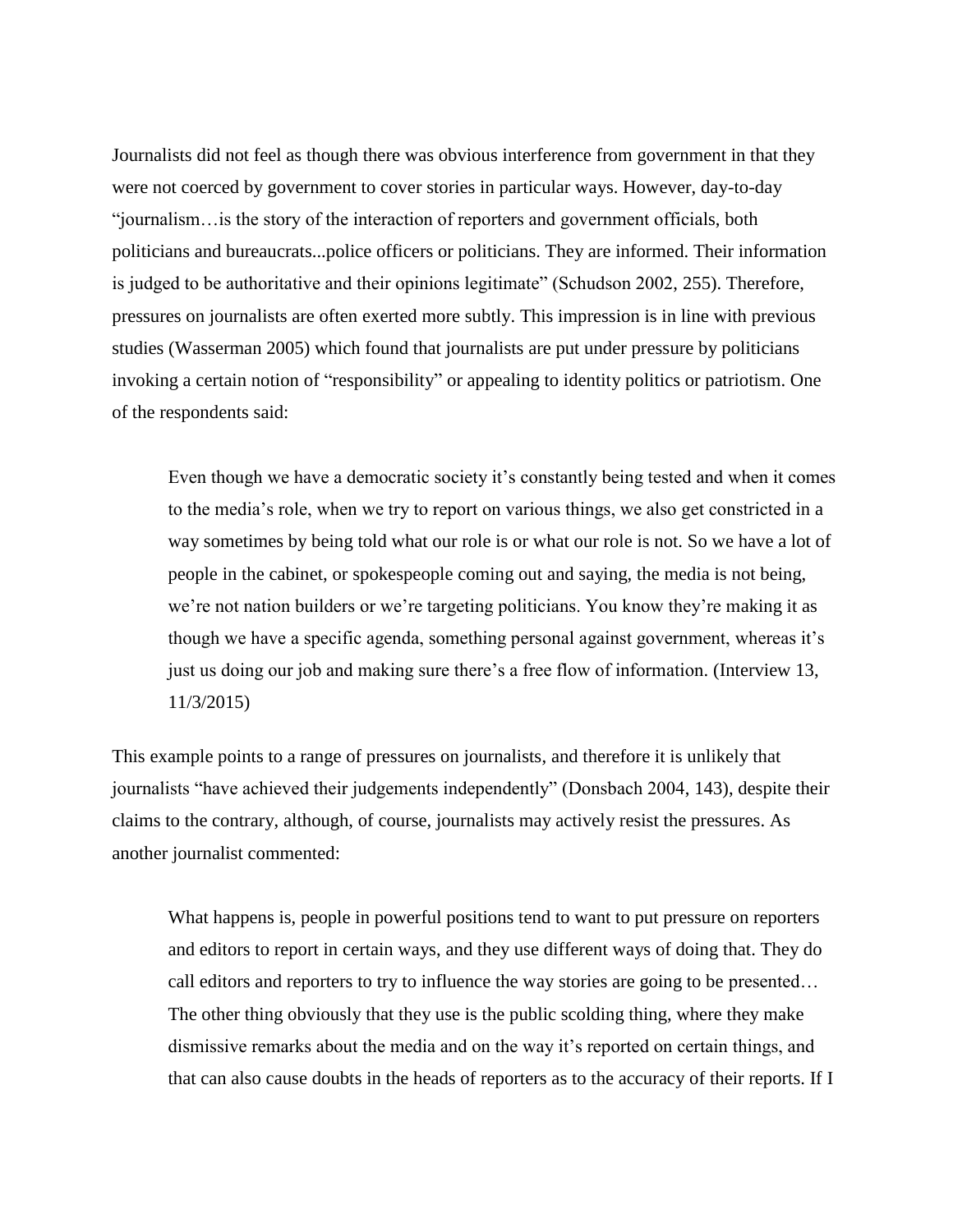Journalists did not feel as though there was obvious interference from government in that they were not coerced by government to cover stories in particular ways. However, day-to-day "journalism…is the story of the interaction of reporters and government officials, both politicians and bureaucrats...police officers or politicians. They are informed. Their information is judged to be authoritative and their opinions legitimate" (Schudson 2002, 255). Therefore, pressures on journalists are often exerted more subtly. This impression is in line with previous studies (Wasserman 2005) which found that journalists are put under pressure by politicians invoking a certain notion of "responsibility" or appealing to identity politics or patriotism. One of the respondents said:

> Even though we have a democratic society it's constantly being tested and when it comes to the media's role, when we try to report on various things, we also get constricted in a way sometimes by being told what our role is or what our role is not. So we have a lot of people in the cabinet, or spokespeople coming out and saying, the media is not being, we're not nation builders or we're targeting politicians. You know they're making it as though we have a specific agenda, something personal against government, whereas it's just us doing our job and making sure there's a free flow of information. (Interview 13, 11/3/2015)

This example points to a range of pressures on journalists, and therefore it is unlikely that journalists "have achieved their judgements independently" (Donsbach 2004, 143), despite their claims to the contrary, although, of course, journalists may actively resist the pressures. As another journalist commented:

> What happens is, people in powerful positions tend to want to put pressure on reporters and editors to report in certain ways, and they use different ways of doing that. They do call editors and reporters to try to influence the way stories are going to be presented… The other thing obviously that they use is the public scolding thing, where they make dismissive remarks about the media and on the way it's reported on certain things, and that can also cause doubts in the heads of reporters as to the accuracy of their reports. If I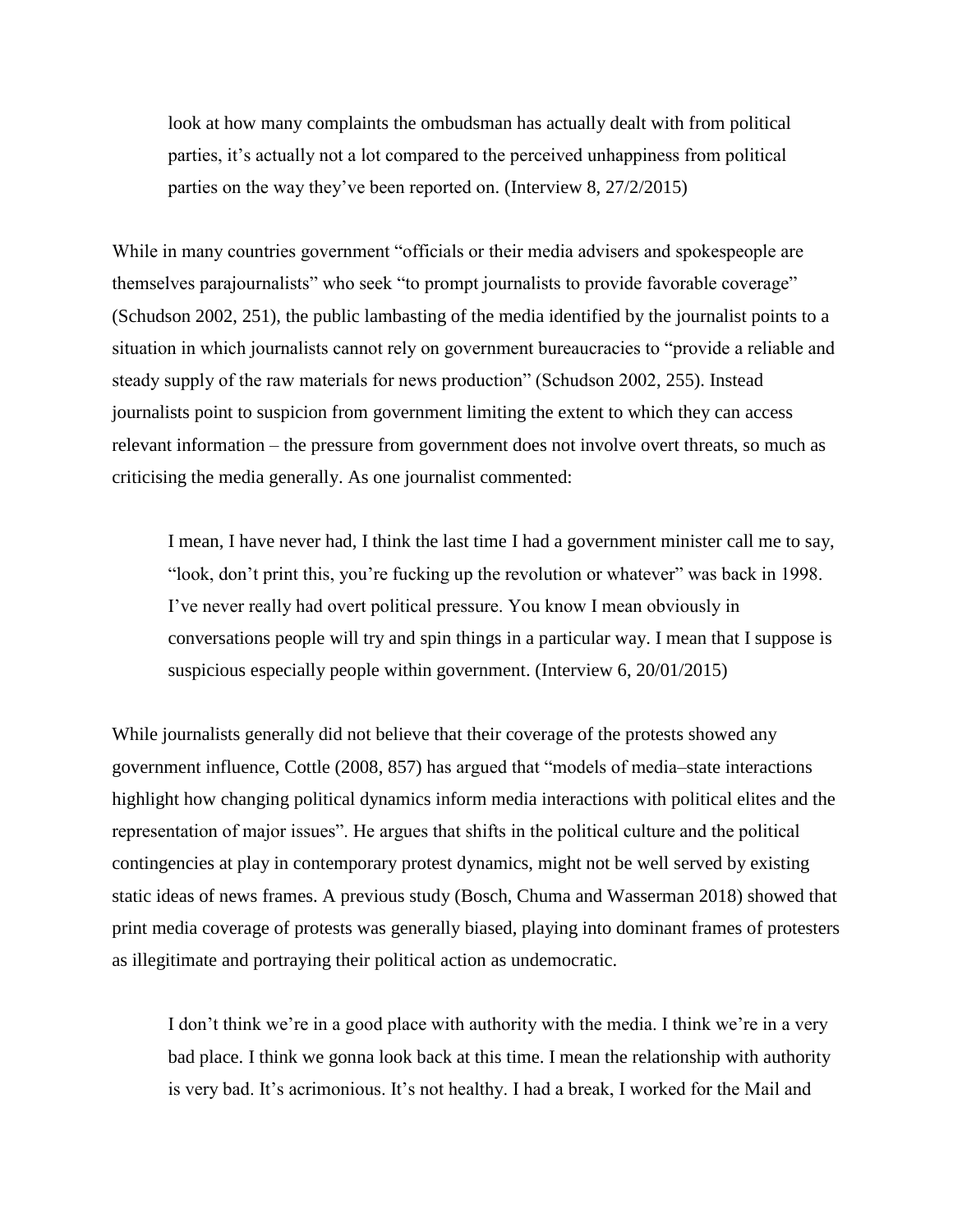> look at how many complaints the ombudsman has actually dealt with from political parties, it's actually not a lot compared to the perceived unhappiness from political parties on the way they've been reported on. (Interview 8, 27/2/2015)

While in many countries government "officials or their media advisers and spokespeople are themselves parajournalists" who seek "to prompt journalists to provide favorable coverage" (Schudson 2002, 251), the public lambasting of the media identified by the journalist points to a situation in which journalists cannot rely on government bureaucracies to "provide a reliable and steady supply of the raw materials for news production" (Schudson 2002, 255). Instead journalists point to suspicion from government limiting the extent to which they can access relevant information – the pressure from government does not involve overt threats, so much as criticising the media generally. As one journalist commented:

> I mean, I have never had, I think the last time I had a government minister call me to say, "look, don't print this, you're fucking up the revolution or whatever" was back in 1998. I've never really had overt political pressure. You know I mean obviously in conversations people will try and spin things in a particular way. I mean that I suppose is suspicious especially people within government. (Interview 6, 20/01/2015)

While journalists generally did not believe that their coverage of the protests showed any government influence, Cottle (2008, 857) has argued that "models of media–state interactions highlight how changing political dynamics inform media interactions with political elites and the representation of major issues". He argues that shifts in the political culture and the political contingencies at play in contemporary protest dynamics, might not be well served by existing static ideas of news frames. A previous study (Bosch, Chuma and Wasserman 2018) showed that print media coverage of protests was generally biased, playing into dominant frames of protesters as illegitimate and portraying their political action as undemocratic.

> I don't think we're in a good place with authority with the media. I think we're in a very bad place. I think we gonna look back at this time. I mean the relationship with authority is very bad. It's acrimonious. It's not healthy. I had a break, I worked for the Mail and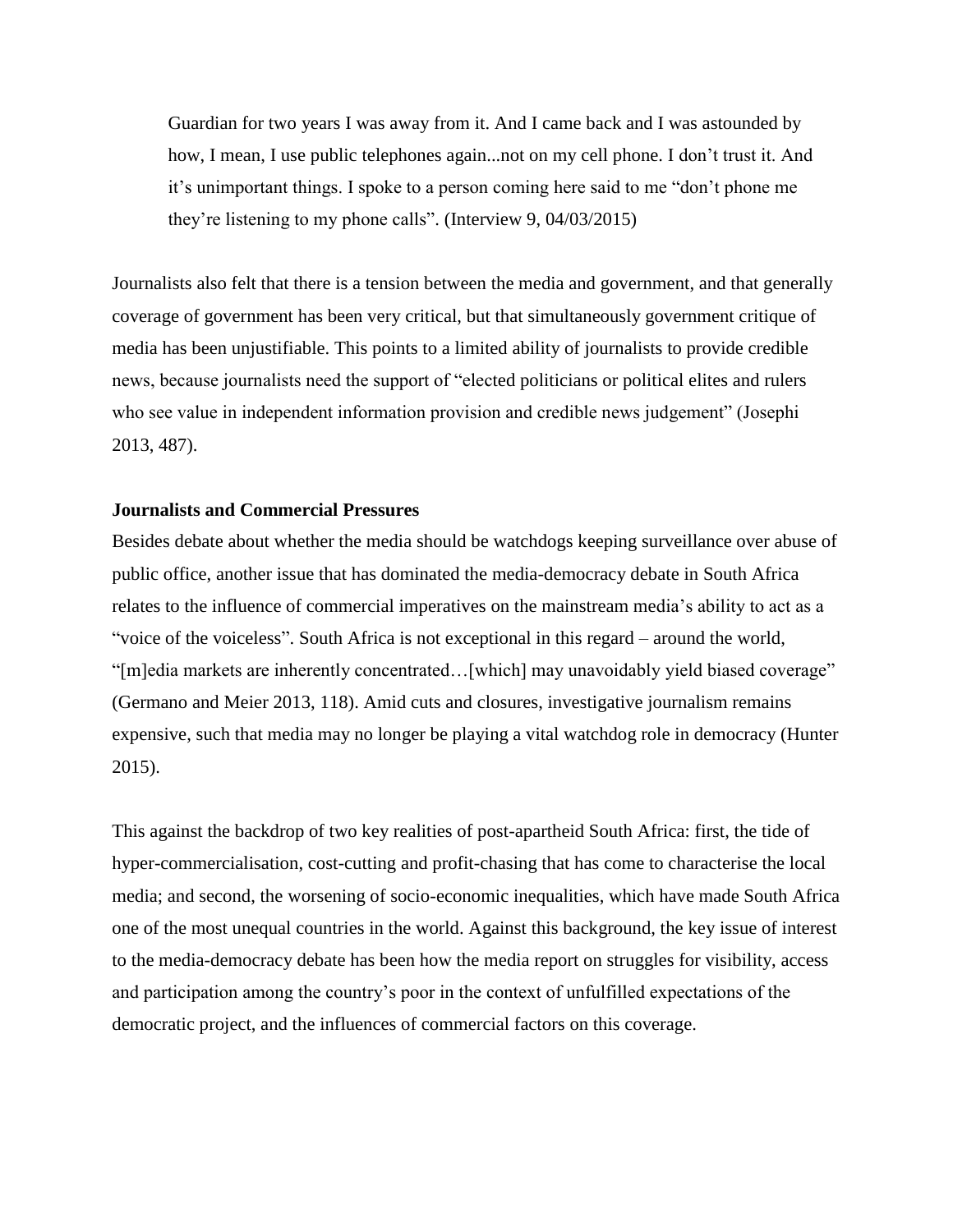> Guardian for two years I was away from it. And I came back and I was astounded by how, I mean, I use public telephones again...not on my cell phone. I don't trust it. And it's unimportant things. I spoke to a person coming here said to me "don't phone me they're listening to my phone calls". (Interview 9, 04/03/2015)

Journalists also felt that there is a tension between the media and government, and that generally coverage of government has been very critical, but that simultaneously government critique of media has been unjustifiable. This points to a limited ability of journalists to provide credible news, because journalists need the support of "elected politicians or political elites and rulers who see value in independent information provision and credible news judgement" (Josephi 2013, 487).

**Journalists and Commercial Pressures**

Besides debate about whether the media should be watchdogs keeping surveillance over abuse of public office, another issue that has dominated the media-democracy debate in South Africa relates to the influence of commercial imperatives on the mainstream media's ability to act as a "voice of the voiceless". South Africa is not exceptional in this regard – around the world, "[m]edia markets are inherently concentrated…[which] may unavoidably yield biased coverage" (Germano and Meier 2013, 118). Amid cuts and closures, investigative journalism remains expensive, such that media may no longer be playing a vital watchdog role in democracy (Hunter 2015).

This against the backdrop of two key realities of post-apartheid South Africa: first, the tide of hyper-commercialisation, cost-cutting and profit-chasing that has come to characterise the local media; and second, the worsening of socio-economic inequalities, which have made South Africa one of the most unequal countries in the world. Against this background, the key issue of interest to the media-democracy debate has been how the media report on struggles for visibility, access and participation among the country's poor in the context of unfulfilled expectations of the democratic project, and the influences of commercial factors on this coverage.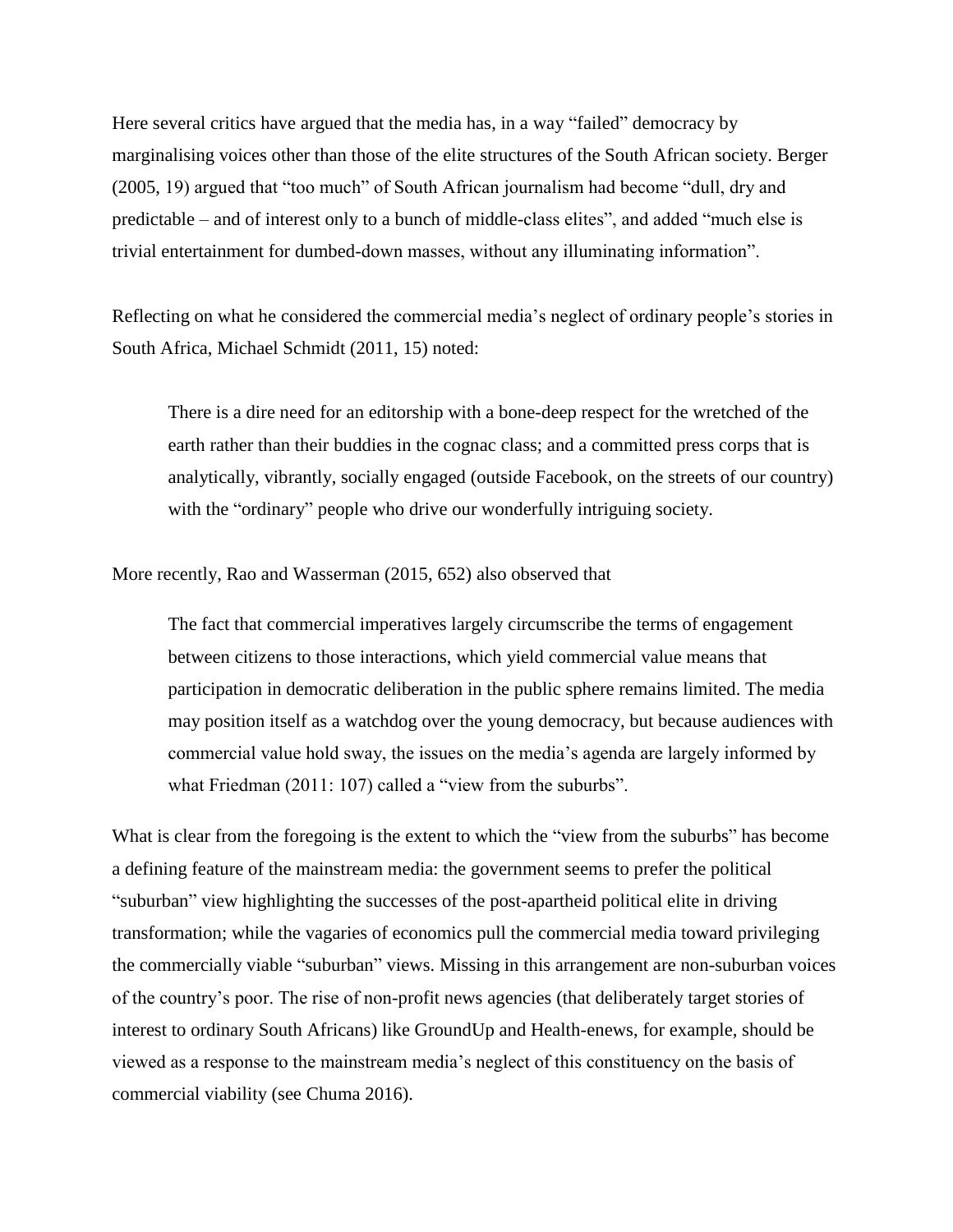Here several critics have argued that the media has, in a way "failed" democracy by marginalising voices other than those of the elite structures of the South African society. Berger (2005, 19) argued that "too much" of South African journalism had become "dull, dry and predictable – and of interest only to a bunch of middle-class elites", and added "much else is trivial entertainment for dumbed-down masses, without any illuminating information".

Reflecting on what he considered the commercial media's neglect of ordinary people's stories in South Africa, Michael Schmidt (2011, 15) noted:

> There is a dire need for an editorship with a bone-deep respect for the wretched of the earth rather than their buddies in the cognac class; and a committed press corps that is analytically, vibrantly, socially engaged (outside Facebook, on the streets of our country) with the "ordinary" people who drive our wonderfully intriguing society.

More recently, Rao and Wasserman (2015, 652) also observed that

> The fact that commercial imperatives largely circumscribe the terms of engagement between citizens to those interactions, which yield commercial value means that participation in democratic deliberation in the public sphere remains limited. The media may position itself as a watchdog over the young democracy, but because audiences with commercial value hold sway, the issues on the media's agenda are largely informed by what Friedman (2011: 107) called a "view from the suburbs".

What is clear from the foregoing is the extent to which the "view from the suburbs" has become a defining feature of the mainstream media: the government seems to prefer the political "suburban" view highlighting the successes of the post-apartheid political elite in driving transformation; while the vagaries of economics pull the commercial media toward privileging the commercially viable "suburban" views. Missing in this arrangement are non-suburban voices of the country's poor. The rise of non-profit news agencies (that deliberately target stories of interest to ordinary South Africans) like GroundUp and Health-enews, for example, should be viewed as a response to the mainstream media's neglect of this constituency on the basis of commercial viability (see Chuma 2016).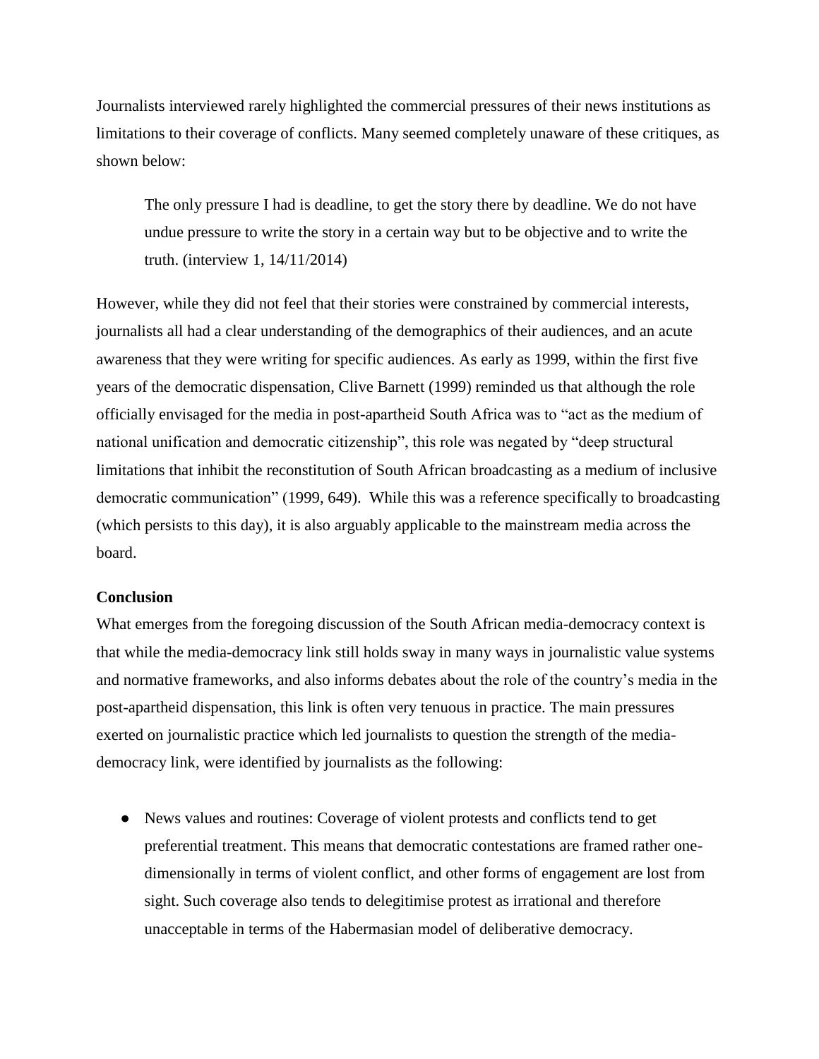Journalists interviewed rarely highlighted the commercial pressures of their news institutions as limitations to their coverage of conflicts. Many seemed completely unaware of these critiques, as shown below:

> The only pressure I had is deadline, to get the story there by deadline. We do not have undue pressure to write the story in a certain way but to be objective and to write the truth. (interview 1, 14/11/2014)

However, while they did not feel that their stories were constrained by commercial interests, journalists all had a clear understanding of the demographics of their audiences, and an acute awareness that they were writing for specific audiences. As early as 1999, within the first five years of the democratic dispensation, Clive Barnett (1999) reminded us that although the role officially envisaged for the media in post-apartheid South Africa was to "act as the medium of national unification and democratic citizenship", this role was negated by "deep structural limitations that inhibit the reconstitution of South African broadcasting as a medium of inclusive democratic communication" (1999, 649). While this was a reference specifically to broadcasting (which persists to this day), it is also arguably applicable to the mainstream media across the board.

**Conclusion**

What emerges from the foregoing discussion of the South African media-democracy context is that while the media-democracy link still holds sway in many ways in journalistic value systems and normative frameworks, and also informs debates about the role of the country's media in the post-apartheid dispensation, this link is often very tenuous in practice. The main pressures exerted on journalistic practice which led journalists to question the strength of the media-democracy link, were identified by journalists as the following:

- News values and routines: Coverage of violent protests and conflicts tend to get preferential treatment. This means that democratic contestations are framed rather one-dimensionally in terms of violent conflict, and other forms of engagement are lost from sight. Such coverage also tends to delegitimise protest as irrational and therefore unacceptable in terms of the Habermasian model of deliberative democracy.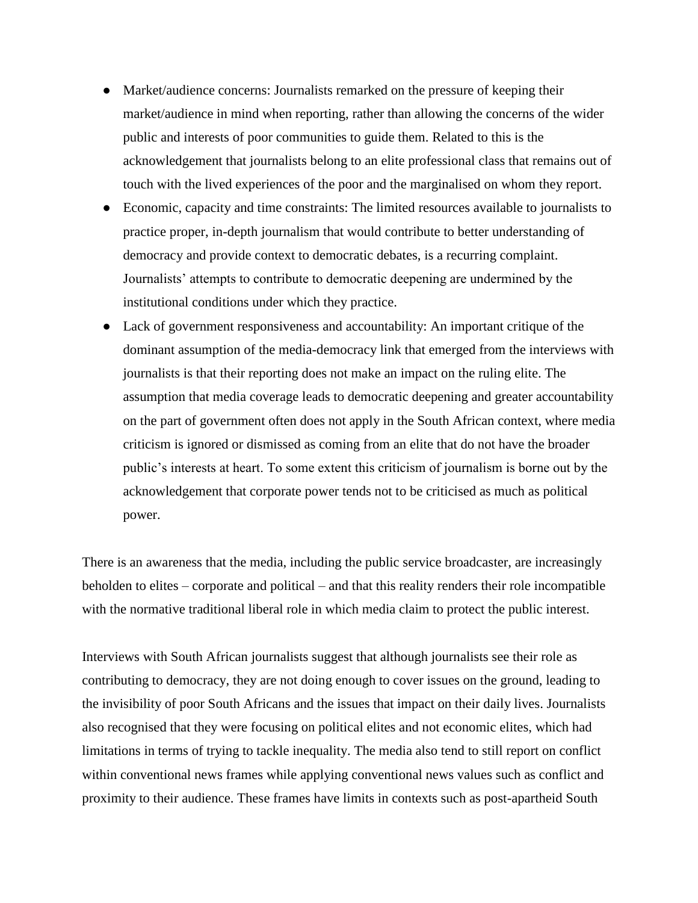- Market/audience concerns: Journalists remarked on the pressure of keeping their market/audience in mind when reporting, rather than allowing the concerns of the wider public and interests of poor communities to guide them. Related to this is the acknowledgement that journalists belong to an elite professional class that remains out of touch with the lived experiences of the poor and the marginalised on whom they report.
- Economic, capacity and time constraints: The limited resources available to journalists to practice proper, in-depth journalism that would contribute to better understanding of democracy and provide context to democratic debates, is a recurring complaint. Journalists' attempts to contribute to democratic deepening are undermined by the institutional conditions under which they practice.
- Lack of government responsiveness and accountability: An important critique of the dominant assumption of the media-democracy link that emerged from the interviews with journalists is that their reporting does not make an impact on the ruling elite. The assumption that media coverage leads to democratic deepening and greater accountability on the part of government often does not apply in the South African context, where media criticism is ignored or dismissed as coming from an elite that do not have the broader public's interests at heart. To some extent this criticism of journalism is borne out by the acknowledgement that corporate power tends not to be criticised as much as political power.

There is an awareness that the media, including the public service broadcaster, are increasingly beholden to elites – corporate and political – and that this reality renders their role incompatible with the normative traditional liberal role in which media claim to protect the public interest.

Interviews with South African journalists suggest that although journalists see their role as contributing to democracy, they are not doing enough to cover issues on the ground, leading to the invisibility of poor South Africans and the issues that impact on their daily lives. Journalists also recognised that they were focusing on political elites and not economic elites, which had limitations in terms of trying to tackle inequality. The media also tend to still report on conflict within conventional news frames while applying conventional news values such as conflict and proximity to their audience. These frames have limits in contexts such as post-apartheid South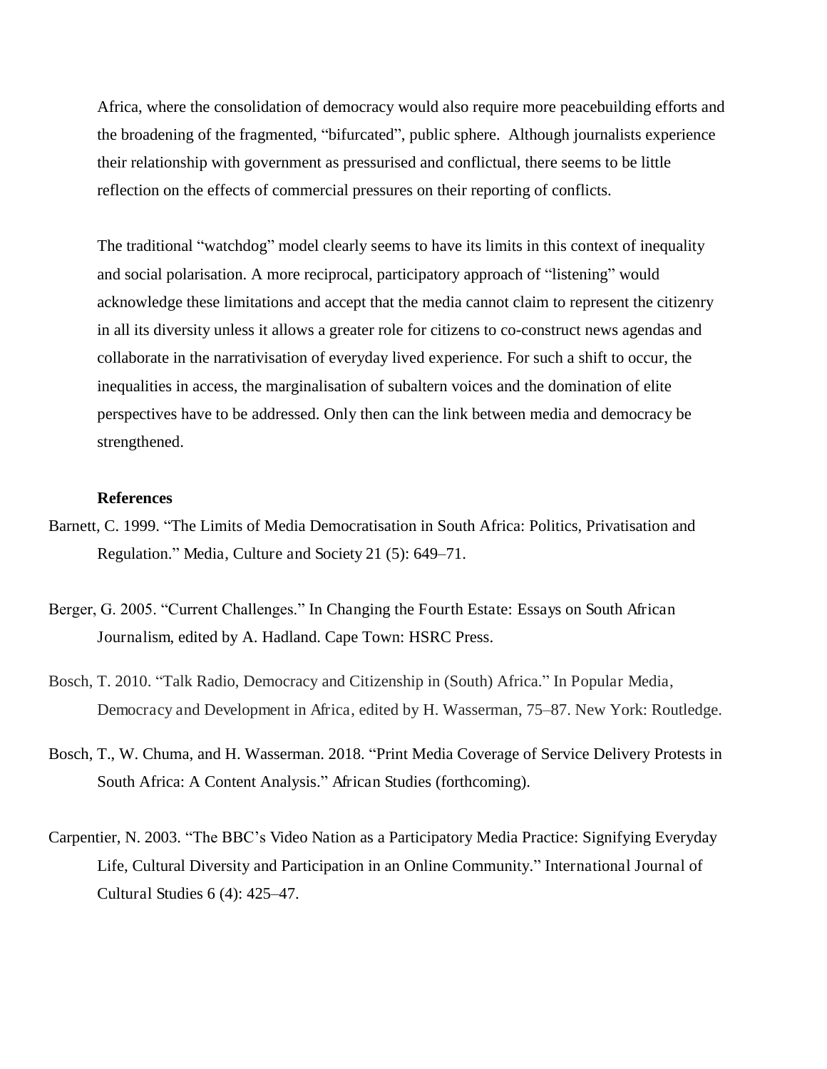Africa, where the consolidation of democracy would also require more peacebuilding efforts and the broadening of the fragmented, "bifurcated", public sphere. Although journalists experience their relationship with government as pressurised and conflictual, there seems to be little reflection on the effects of commercial pressures on their reporting of conflicts.

The traditional "watchdog" model clearly seems to have its limits in this context of inequality and social polarisation. A more reciprocal, participatory approach of "listening" would acknowledge these limitations and accept that the media cannot claim to represent the citizenry in all its diversity unless it allows a greater role for citizens to co-construct news agendas and collaborate in the narrativisation of everyday lived experience. For such a shift to occur, the inequalities in access, the marginalisation of subaltern voices and the domination of elite perspectives have to be addressed. Only then can the link between media and democracy be strengthened.

**References**

Barnett, C. 1999. "The Limits of Media Democratisation in South Africa: Politics, Privatisation and Regulation." Media, Culture and Society 21 (5): 649–71.

Berger, G. 2005. "Current Challenges." In Changing the Fourth Estate: Essays on South African Journalism, edited by A. Hadland. Cape Town: HSRC Press.

Bosch, T. 2010. "Talk Radio, Democracy and Citizenship in (South) Africa." In Popular Media, Democracy and Development in Africa, edited by H. Wasserman, 75–87. New York: Routledge.

Bosch, T., W. Chuma, and H. Wasserman. 2018. "Print Media Coverage of Service Delivery Protests in South Africa: A Content Analysis." African Studies (forthcoming).

Carpentier, N. 2003. "The BBC's Video Nation as a Participatory Media Practice: Signifying Everyday Life, Cultural Diversity and Participation in an Online Community." International Journal of Cultural Studies 6 (4): 425–47.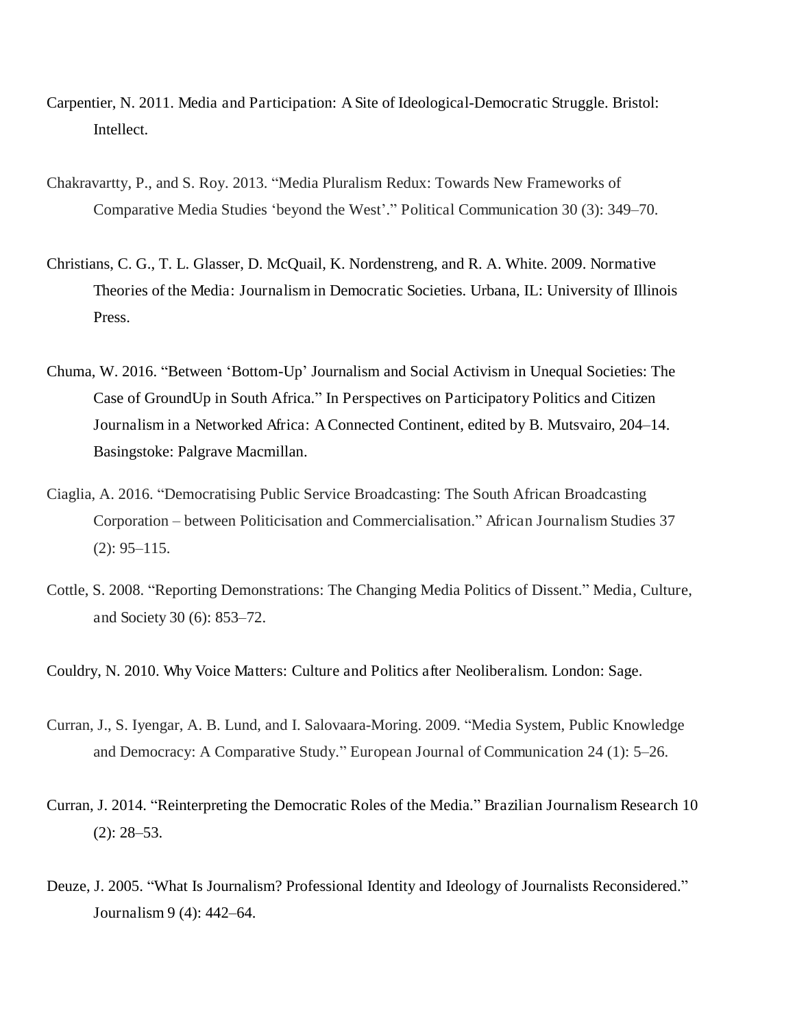Carpentier, N. 2011. Media and Participation: A Site of Ideological-Democratic Struggle. Bristol: Intellect.

Chakravartty, P., and S. Roy. 2013. "Media Pluralism Redux: Towards New Frameworks of Comparative Media Studies 'beyond the West'." Political Communication 30 (3): 349–70.

Christians, C. G., T. L. Glasser, D. McQuail, K. Nordenstreng, and R. A. White. 2009. Normative Theories of the Media: Journalism in Democratic Societies. Urbana, IL: University of Illinois Press.

Chuma, W. 2016. "Between 'Bottom-Up' Journalism and Social Activism in Unequal Societies: The Case of GroundUp in South Africa." In Perspectives on Participatory Politics and Citizen Journalism in a Networked Africa: A Connected Continent, edited by B. Mutsvairo, 204–14. Basingstoke: Palgrave Macmillan.

Ciaglia, A. 2016. "Democratising Public Service Broadcasting: The South African Broadcasting Corporation – between Politicisation and Commercialisation." African Journalism Studies 37 (2): 95–115.

Cottle, S. 2008. "Reporting Demonstrations: The Changing Media Politics of Dissent." Media, Culture, and Society 30 (6): 853–72.

Couldry, N. 2010. Why Voice Matters: Culture and Politics after Neoliberalism. London: Sage.

Curran, J., S. Iyengar, A. B. Lund, and I. Salovaara-Moring. 2009. "Media System, Public Knowledge and Democracy: A Comparative Study." European Journal of Communication 24 (1): 5–26.

Curran, J. 2014. "Reinterpreting the Democratic Roles of the Media." Brazilian Journalism Research 10 (2): 28–53.

Deuze, J. 2005. "What Is Journalism? Professional Identity and Ideology of Journalists Reconsidered." Journalism 9 (4): 442–64.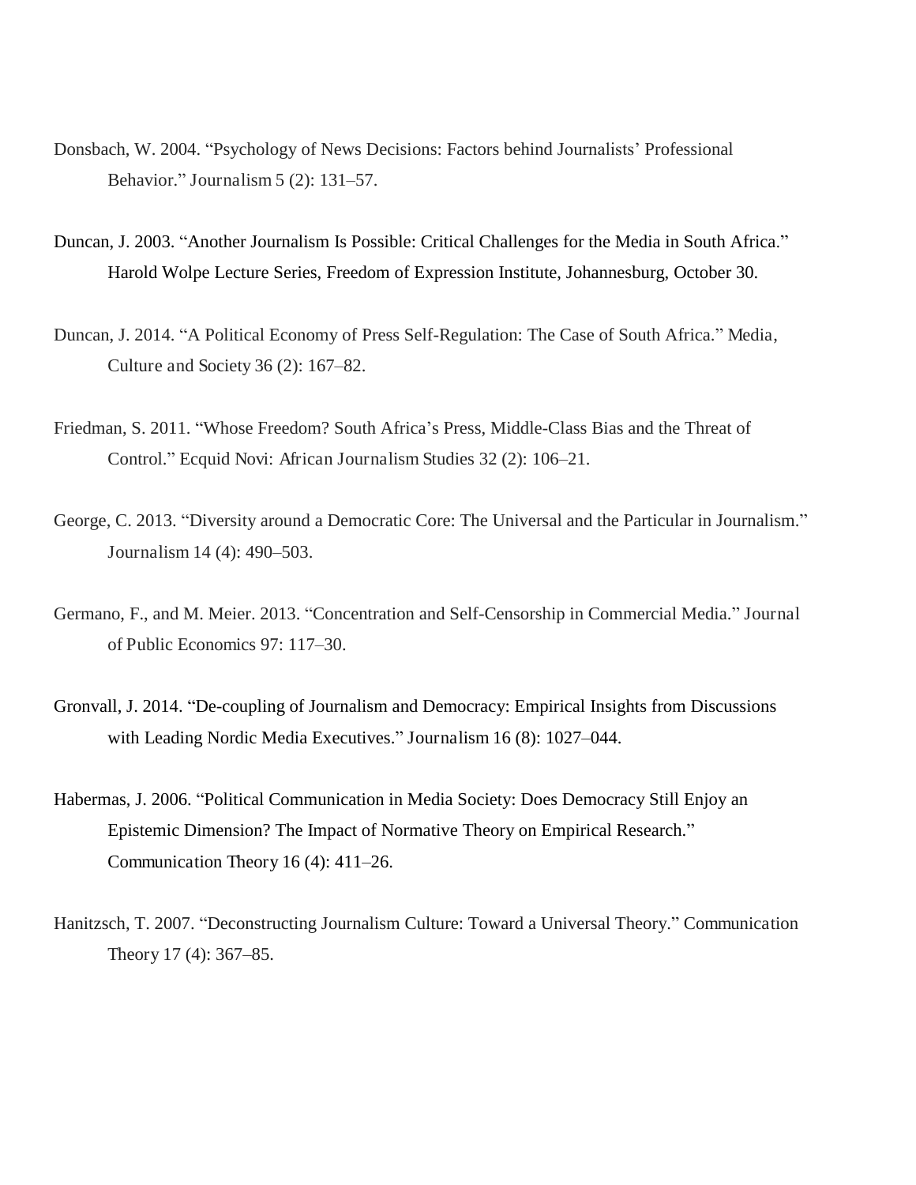Donsbach, W. 2004. “Psychology of News Decisions: Factors behind Journalists’ Professional Behavior.” Journalism 5 (2): 131–57.

Duncan, J. 2003. “Another Journalism Is Possible: Critical Challenges for the Media in South Africa.” Harold Wolpe Lecture Series, Freedom of Expression Institute, Johannesburg, October 30.

Duncan, J. 2014. “A Political Economy of Press Self-Regulation: The Case of South Africa.” Media, Culture and Society 36 (2): 167–82.

Friedman, S. 2011. “Whose Freedom? South Africa’s Press, Middle-Class Bias and the Threat of Control.” Ecquid Novi: African Journalism Studies 32 (2): 106–21.

George, C. 2013. “Diversity around a Democratic Core: The Universal and the Particular in Journalism.” Journalism 14 (4): 490–503.

Germano, F., and M. Meier. 2013. “Concentration and Self-Censorship in Commercial Media.” Journal of Public Economics 97: 117–30.

Gronvall, J. 2014. “De-coupling of Journalism and Democracy: Empirical Insights from Discussions with Leading Nordic Media Executives.” Journalism 16 (8): 1027–044.

Habermas, J. 2006. “Political Communication in Media Society: Does Democracy Still Enjoy an Epistemic Dimension? The Impact of Normative Theory on Empirical Research.” Communication Theory 16 (4): 411–26.

Hanitzsch, T. 2007. “Deconstructing Journalism Culture: Toward a Universal Theory.” Communication Theory 17 (4): 367–85.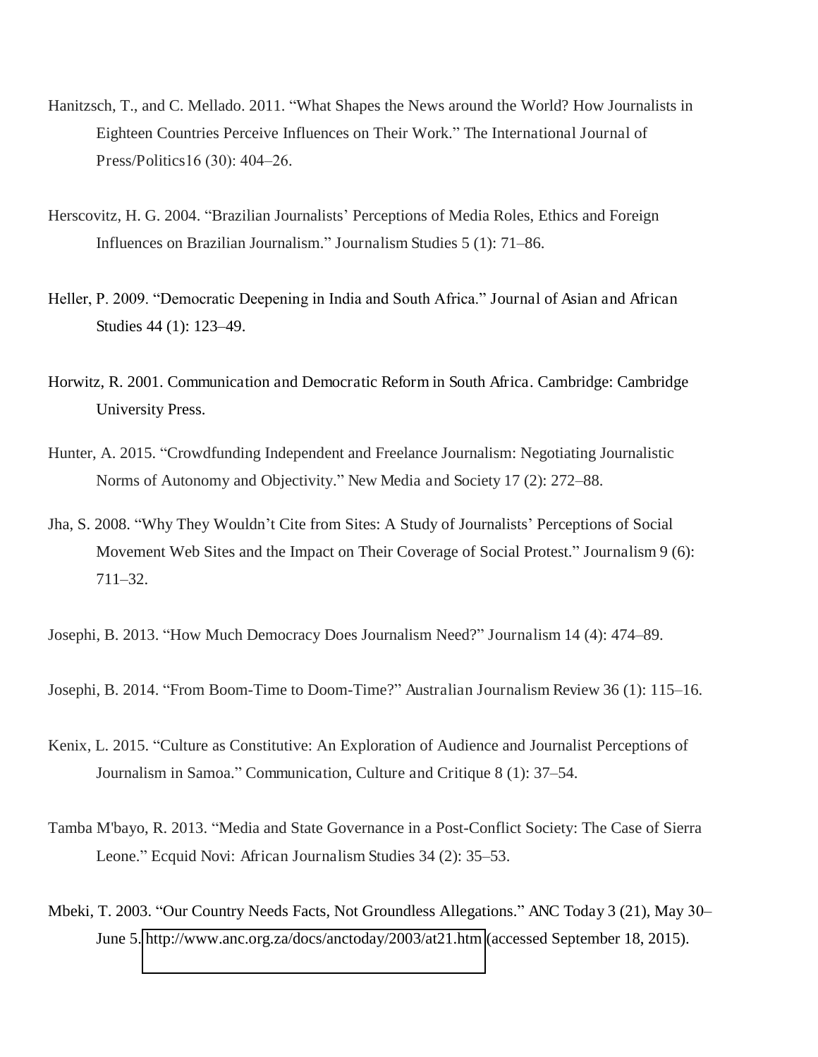Hanitzsch, T., and C. Mellado. 2011. "What Shapes the News around the World? How Journalists in Eighteen Countries Perceive Influences on Their Work." The International Journal of Press/Politics16 (30): 404–26.

Herscovitz, H. G. 2004. "Brazilian Journalists' Perceptions of Media Roles, Ethics and Foreign Influences on Brazilian Journalism." Journalism Studies 5 (1): 71–86.

Heller, P. 2009. "Democratic Deepening in India and South Africa." Journal of Asian and African Studies 44 (1): 123–49.

Horwitz, R. 2001. Communication and Democratic Reform in South Africa. Cambridge: Cambridge University Press.

Hunter, A. 2015. "Crowdfunding Independent and Freelance Journalism: Negotiating Journalistic Norms of Autonomy and Objectivity." New Media and Society 17 (2): 272–88.

Jha, S. 2008. "Why They Wouldn't Cite from Sites: A Study of Journalists' Perceptions of Social Movement Web Sites and the Impact on Their Coverage of Social Protest." Journalism 9 (6): 711–32.

Josephi, B. 2013. "How Much Democracy Does Journalism Need?" Journalism 14 (4): 474–89.

Josephi, B. 2014. "From Boom-Time to Doom-Time?" Australian Journalism Review 36 (1): 115–16.

Kenix, L. 2015. "Culture as Constitutive: An Exploration of Audience and Journalist Perceptions of Journalism in Samoa." Communication, Culture and Critique 8 (1): 37–54.

Tamba M'bayo, R. 2013. "Media and State Governance in a Post-Conflict Society: The Case of Sierra Leone." Ecquid Novi: African Journalism Studies 34 (2): 35–53.

Mbeki, T. 2003. "Our Country Needs Facts, Not Groundless Allegations." ANC Today 3 (21), May 30–June 5. http://www.anc.org.za/docs/anctoday/2003/at21.htm (accessed September 18, 2015).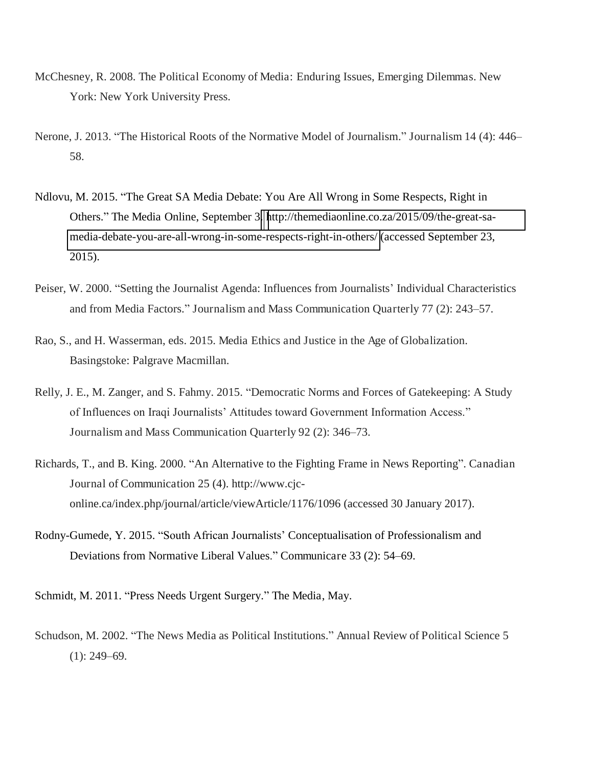McChesney, R. 2008. The Political Economy of Media: Enduring Issues, Emerging Dilemmas. New York: New York University Press.

Nerone, J. 2013. "The Historical Roots of the Normative Model of Journalism." Journalism 14 (4): 446–58.

Ndlovu, M. 2015. "The Great SA Media Debate: You Are All Wrong in Some Respects, Right in Others." The Media Online, September 3. http://themediaonline.co.za/2015/09/the-great-sa-media-debate-you-are-all-wrong-in-some-respects-right-in-others/ (accessed September 23, 2015).

Peiser, W. 2000. "Setting the Journalist Agenda: Influences from Journalists' Individual Characteristics and from Media Factors." Journalism and Mass Communication Quarterly 77 (2): 243–57.

Rao, S., and H. Wasserman, eds. 2015. Media Ethics and Justice in the Age of Globalization. Basingstoke: Palgrave Macmillan.

Relly, J. E., M. Zanger, and S. Fahmy. 2015. "Democratic Norms and Forces of Gatekeeping: A Study of Influences on Iraqi Journalists' Attitudes toward Government Information Access." Journalism and Mass Communication Quarterly 92 (2): 346–73.

Richards, T., and B. King. 2000. "An Alternative to the Fighting Frame in News Reporting". Canadian Journal of Communication 25 (4). http://www.cjc-online.ca/index.php/journal/article/viewArticle/1176/1096 (accessed 30 January 2017).

Rodny-Gumede, Y. 2015. "South African Journalists' Conceptualisation of Professionalism and Deviations from Normative Liberal Values." Communicare 33 (2): 54–69.

Schmidt, M. 2011. "Press Needs Urgent Surgery." The Media, May.

Schudson, M. 2002. "The News Media as Political Institutions." Annual Review of Political Science 5 (1): 249–69.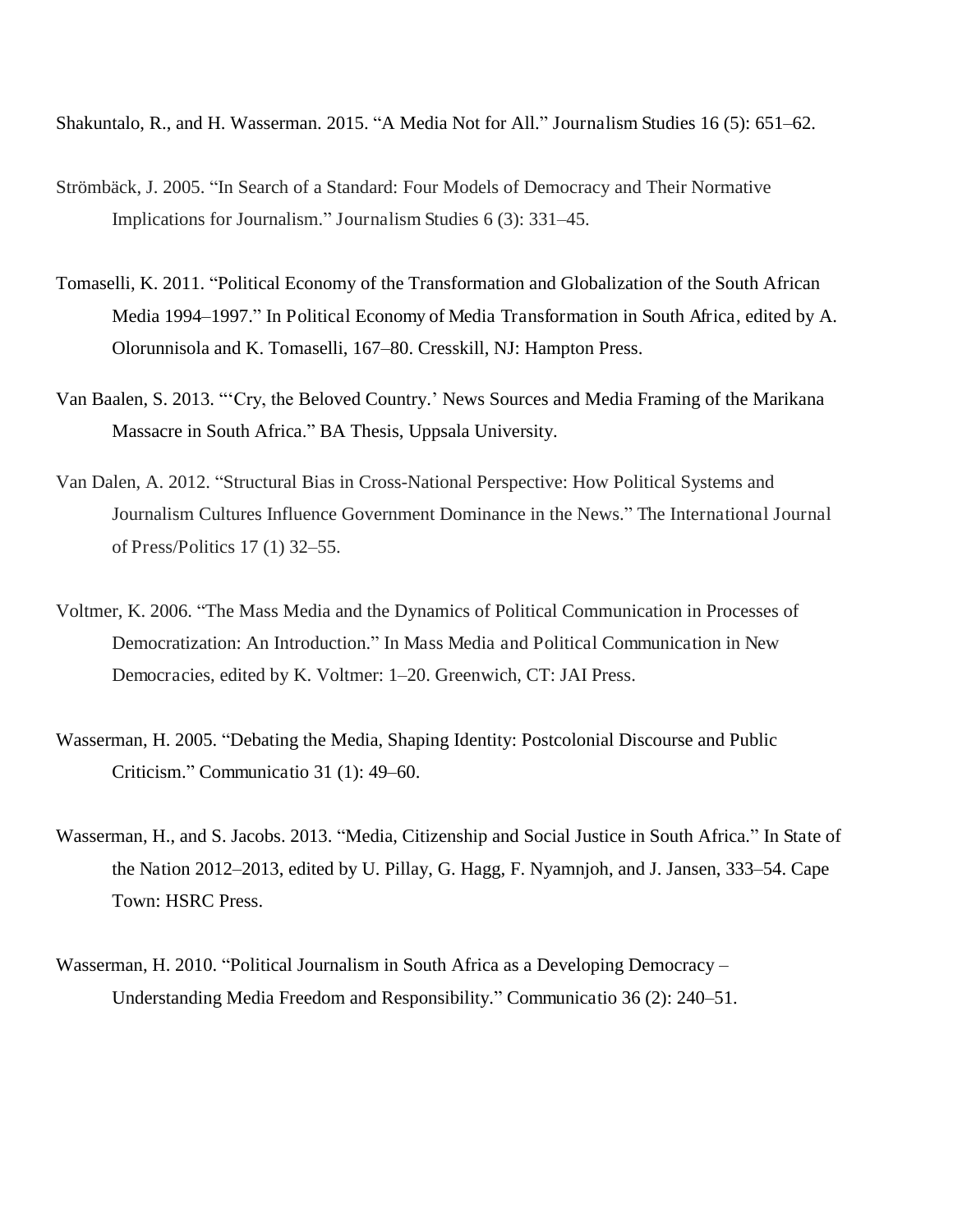Shakuntalo, R., and H. Wasserman. 2015. "A Media Not for All." Journalism Studies 16 (5): 651–62.

Strömbäck, J. 2005. "In Search of a Standard: Four Models of Democracy and Their Normative Implications for Journalism." Journalism Studies 6 (3): 331–45.

Tomaselli, K. 2011. "Political Economy of the Transformation and Globalization of the South African Media 1994–1997." In Political Economy of Media Transformation in South Africa, edited by A. Olorunnisola and K. Tomaselli, 167–80. Cresskill, NJ: Hampton Press.

Van Baalen, S. 2013. "'Cry, the Beloved Country.' News Sources and Media Framing of the Marikana Massacre in South Africa." BA Thesis, Uppsala University.

Van Dalen, A. 2012. "Structural Bias in Cross-National Perspective: How Political Systems and Journalism Cultures Influence Government Dominance in the News." The International Journal of Press/Politics 17 (1) 32–55.

Voltmer, K. 2006. "The Mass Media and the Dynamics of Political Communication in Processes of Democratization: An Introduction." In Mass Media and Political Communication in New Democracies, edited by K. Voltmer: 1–20. Greenwich, CT: JAI Press.

Wasserman, H. 2005. "Debating the Media, Shaping Identity: Postcolonial Discourse and Public Criticism." Communicatio 31 (1): 49–60.

Wasserman, H., and S. Jacobs. 2013. "Media, Citizenship and Social Justice in South Africa." In State of the Nation 2012–2013, edited by U. Pillay, G. Hagg, F. Nyamnjoh, and J. Jansen, 333–54. Cape Town: HSRC Press.

Wasserman, H. 2010. "Political Journalism in South Africa as a Developing Democracy – Understanding Media Freedom and Responsibility." Communicatio 36 (2): 240–51.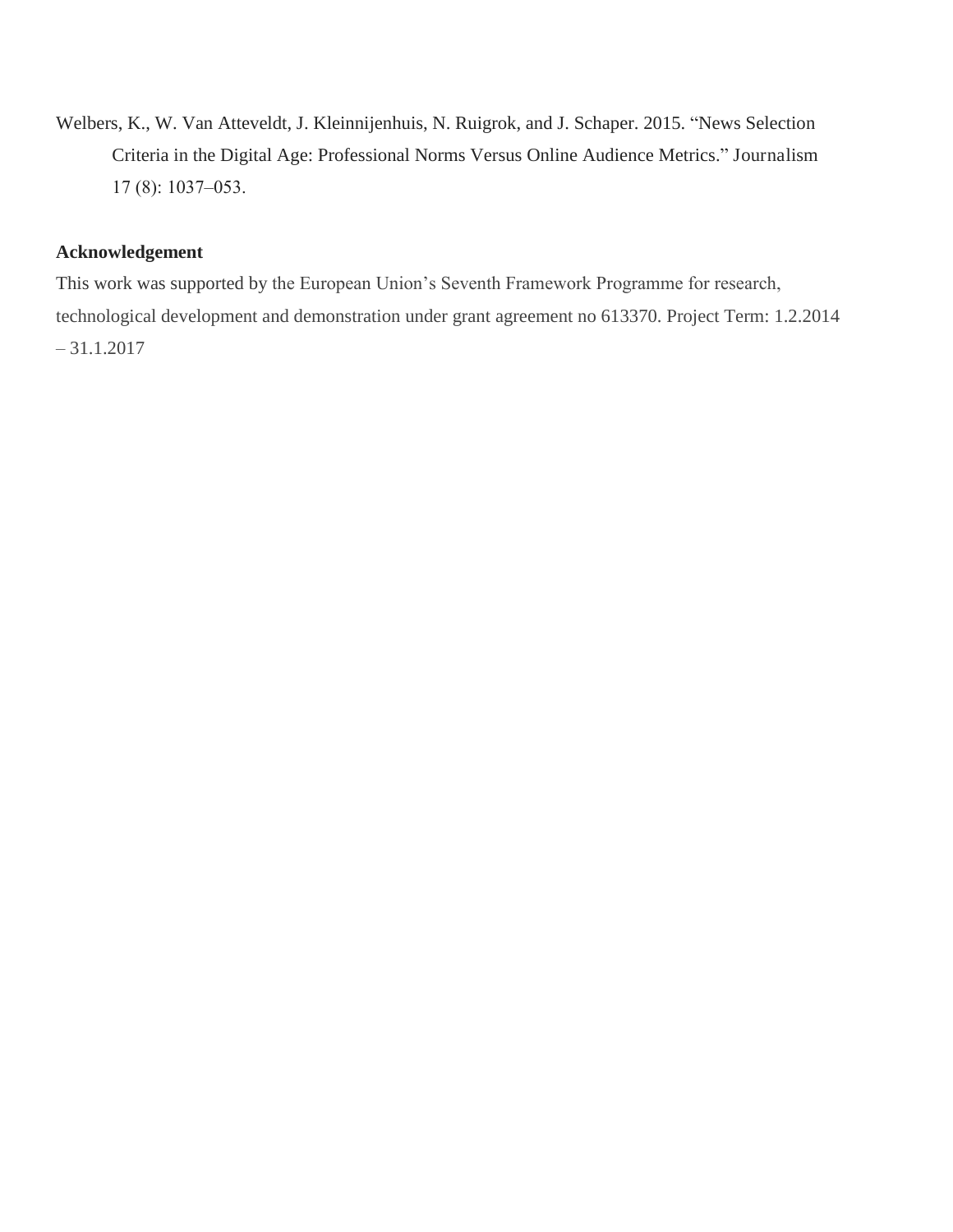Welbers, K., W. Van Atteveldt, J. Kleinnijenhuis, N. Ruigrok, and J. Schaper. 2015. "News Selection Criteria in the Digital Age: Professional Norms Versus Online Audience Metrics." Journalism 17 (8): 1037–053.

**Acknowledgement**

This work was supported by the European Union's Seventh Framework Programme for research, technological development and demonstration under grant agreement no 613370. Project Term: 1.2.2014 – 31.1.2017